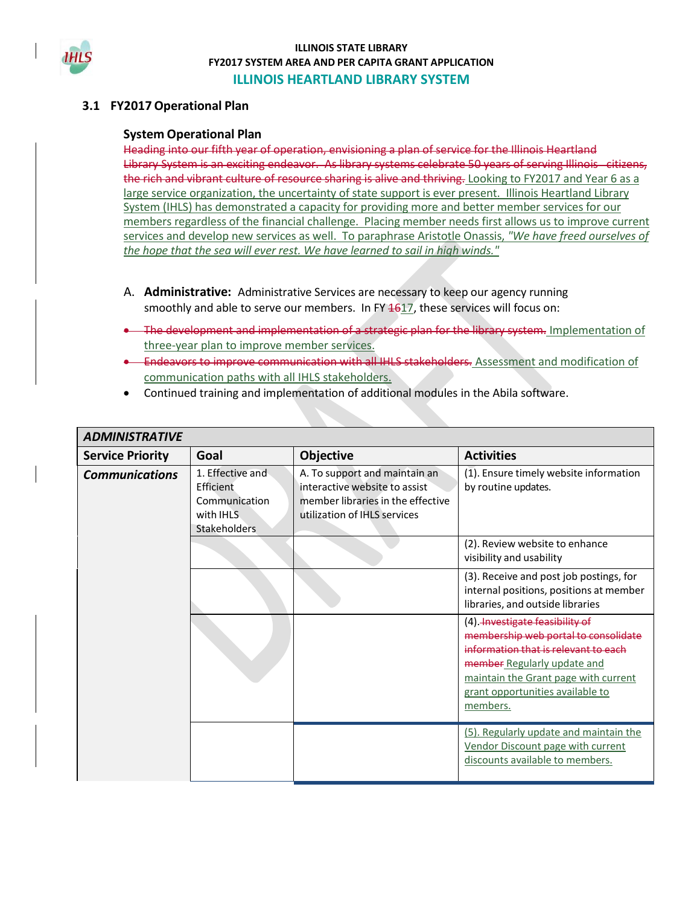ILLINOIS STATE LIBRARY
FY2017 SYSTEM AREA AND PER CAPITA GRANT APPLICATION
**ILLINOIS HEARTLAND LIBRARY SYSTEM**

## 3.1 FY2017 Operational Plan

### System Operational Plan

~~Heading into our fifth year of operation, envisioning a plan of service for the Illinois Heartland Library System is an exciting endeavor. As library systems celebrate 50 years of serving Illinois citizens, the rich and vibrant culture of resource sharing is alive and thriving.~~ Looking to FY2017 and Year 6 as a large service organization, the uncertainty of state support is ever present. Illinois Heartland Library System (IHLS) has demonstrated a capacity for providing more and better member services for our members regardless of the financial challenge. Placing member needs first allows us to improve current services and develop new services as well. To paraphrase Aristotle Onassis, *"We have freed ourselves of the hope that the sea will ever rest. We have learned to sail in high winds."*

A. **Administrative:** Administrative Services are necessary to keep our agency running smoothly and able to serve our members. In FY ~~16~~17, these services will focus on:

- ~~The development and implementation of a strategic plan for the library system.~~ Implementation of three-year plan to improve member services.
- ~~Endeavors to improve communication with all IHLS stakeholders.~~ Assessment and modification of communication paths with all IHLS stakeholders.
- Continued training and implementation of additional modules in the Abila software.

| ***ADMINISTRATIVE*** | | | |
|---|---|---|---|
| **Service Priority** | **Goal** | **Objective** | **Activities** |
| ***Communications*** | 1. Effective and Efficient Communication with IHLS Stakeholders | A. To support and maintain an interactive website to assist member libraries in the effective utilization of IHLS services | (1). Ensure timely website information by routine updates. |
| | | | (2). Review website to enhance visibility and usability |
| | | | (3). Receive and post job postings, for internal positions, positions at member libraries, and outside libraries |
| | | | (4). ~~Investigate feasibility of membership web portal to consolidate information that is relevant to each member~~ Regularly update and maintain the Grant page with current grant opportunities available to members. |
| | | | (5). Regularly update and maintain the Vendor Discount page with current discounts available to members. |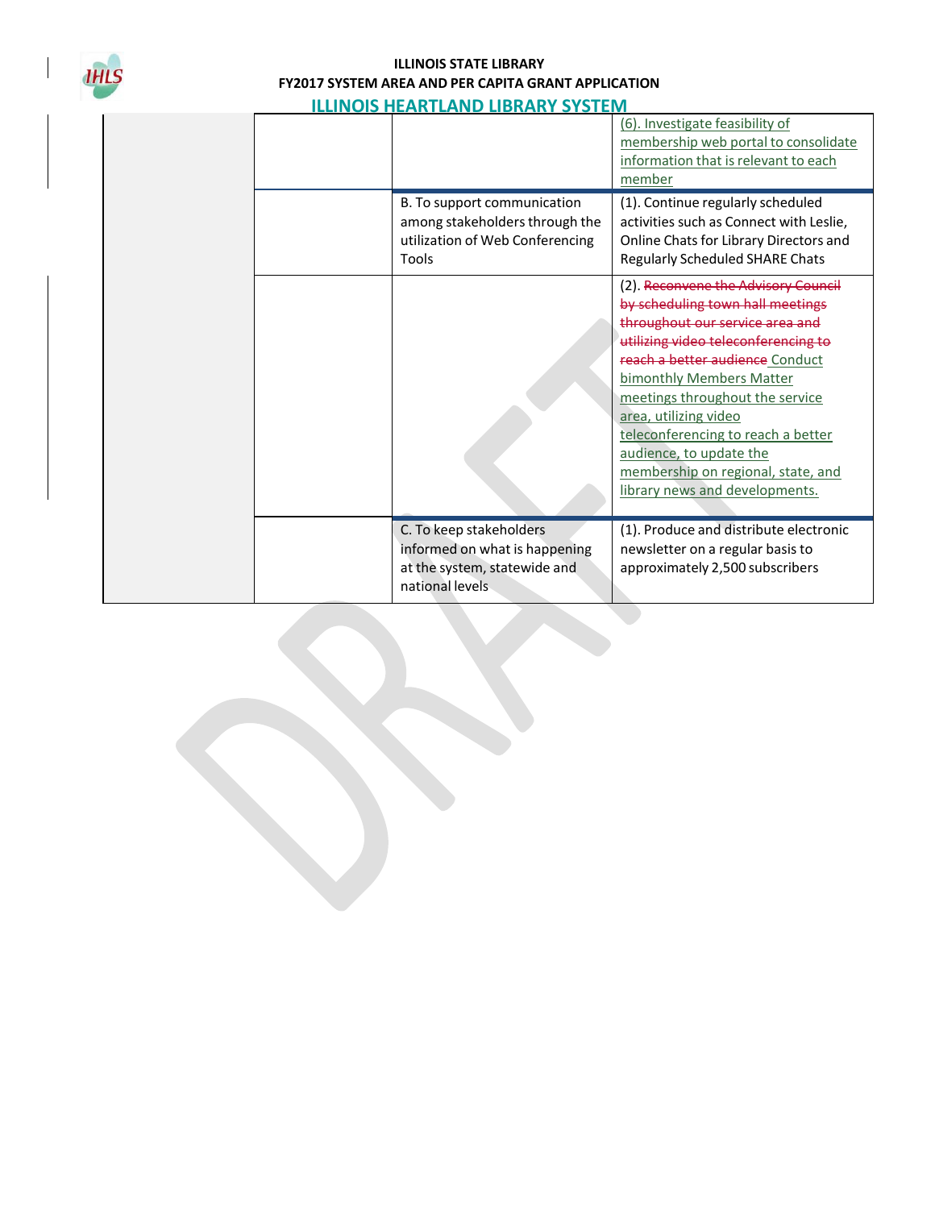| | | | |
|---|---|---|---|
| | | | (6). Investigate feasibility of membership web portal to consolidate information that is relevant to each member |
| | | B. To support communication among stakeholders through the utilization of Web Conferencing Tools | (1). Continue regularly scheduled activities such as Connect with Leslie, Online Chats for Library Directors and Regularly Scheduled SHARE Chats |
| | | | (2). ~~Reconvene the Advisory Council by scheduling town hall meetings throughout our service area and utilizing video teleconferencing to reach a better audience~~ Conduct bimonthly Members Matter meetings throughout the service area, utilizing video teleconferencing to reach a better audience, to update the membership on regional, state, and library news and developments. |
| | | C. To keep stakeholders informed on what is happening at the system, statewide and national levels | (1). Produce and distribute electronic newsletter on a regular basis to approximately 2,500 subscribers |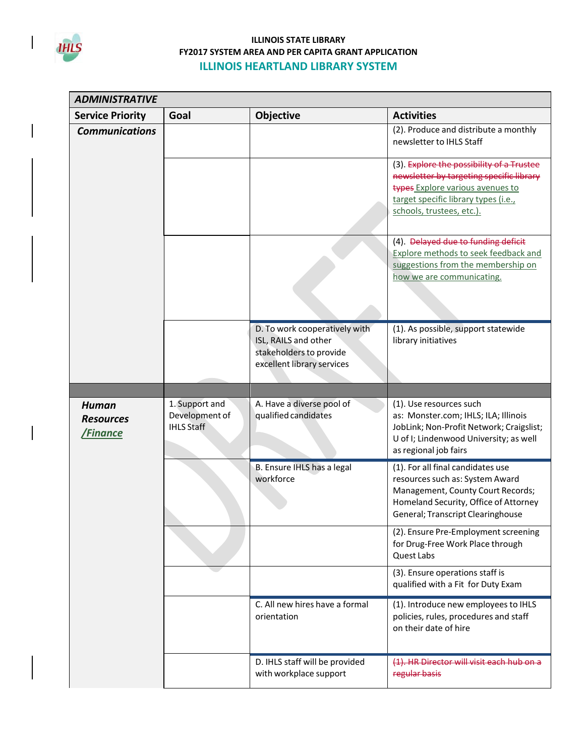ILLINOIS STATE LIBRARY
FY2017 SYSTEM AREA AND PER CAPITA GRANT APPLICATION
## ILLINOIS HEARTLAND LIBRARY SYSTEM

| ***ADMINISTRATIVE*** | | | |
|---|---|---|---|
| **Service Priority** | **Goal** | **Objective** | **Activities** |
| ***Communications*** | | | (2). Produce and distribute a monthly newsletter to IHLS Staff |
| | | | (3). ~~Explore the possibility of a Trustee newsletter by targeting specific library types~~ Explore various avenues to target specific library types (i.e., schools, trustees, etc.). |
| | | | (4). ~~Delayed due to funding deficit~~ Explore methods to seek feedback and suggestions from the membership on how we are communicating. |
| | | D. To work cooperatively with ISL, RAILS and other stakeholders to provide excellent library services | (1). As possible, support statewide library initiatives |
| | | | |
| ***Human Resources /Finance*** | 1. Support and Development of IHLS Staff | A. Have a diverse pool of qualified candidates | (1). Use resources such as: Monster.com; IHLS; ILA; Illinois JobLink; Non-Profit Network; Craigslist; U of I; Lindenwood University; as well as regional job fairs |
| | | B. Ensure IHLS has a legal workforce | (1). For all final candidates use resources such as: System Award Management, County Court Records; Homeland Security, Office of Attorney General; Transcript Clearinghouse |
| | | | (2). Ensure Pre-Employment screening for Drug-Free Work Place through Quest Labs |
| | | | (3). Ensure operations staff is qualified with a Fit for Duty Exam |
| | | C. All new hires have a formal orientation | (1). Introduce new employees to IHLS policies, rules, procedures and staff on their date of hire |
| | | D. IHLS staff will be provided with workplace support | ~~(1). HR Director will visit each hub on a regular basis~~ |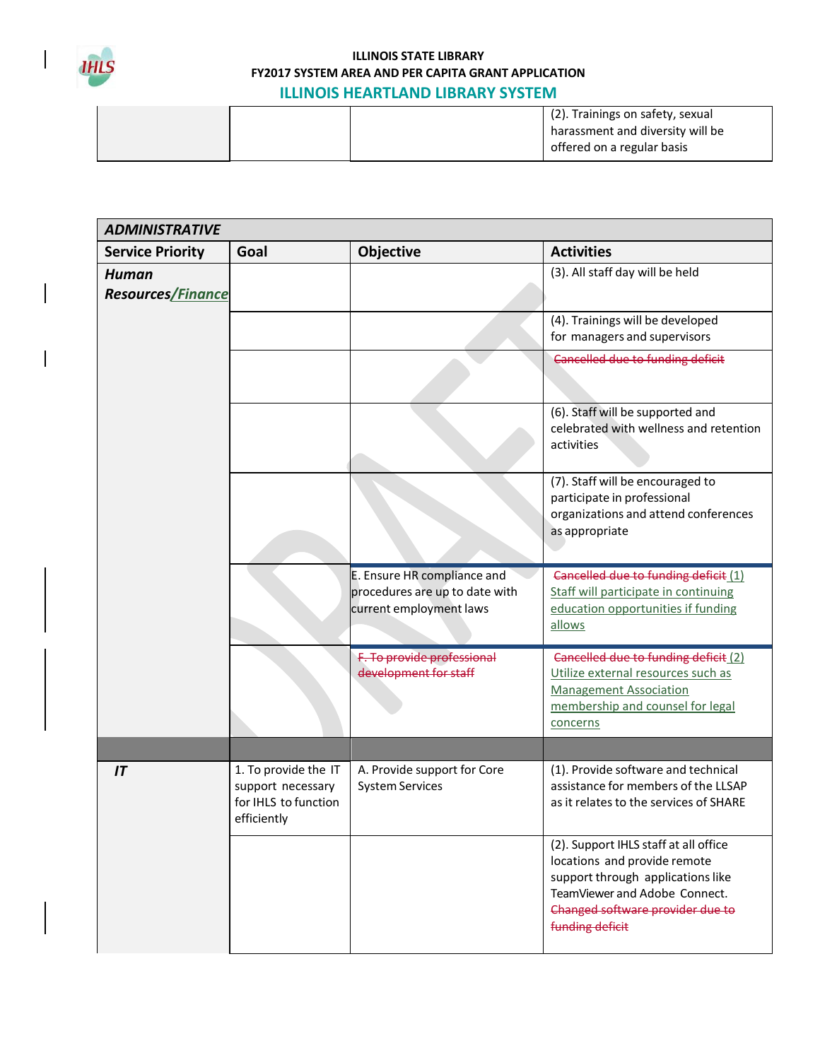| | | | (2). Trainings on safety, sexual harassment and diversity will be offered on a regular basis |
|---|---|---|---|

| ADMINISTRATIVE | | | |
|---|---|---|---|
| **Service Priority** | **Goal** | **Objective** | **Activities** |
| ***Human Resources/Finance*** | | | (3). All staff day will be held |
| | | | (4). Trainings will be developed for managers and supervisors |
| | | | ~~Cancelled due to funding deficit~~ |
| | | | (6). Staff will be supported and celebrated with wellness and retention activities |
| | | | (7). Staff will be encouraged to participate in professional organizations and attend conferences as appropriate |
| | | E. Ensure HR compliance and procedures are up to date with current employment laws | ~~Cancelled due to funding deficit~~ (1) Staff will participate in continuing education opportunities if funding allows |
| | | ~~F. To provide professional development for staff~~ | ~~Cancelled due to funding deficit~~ (2) Utilize external resources such as Management Association membership and counsel for legal concerns |
| | | | |
| ***IT*** | 1. To provide the IT support necessary for IHLS to function efficiently | A. Provide support for Core System Services | (1). Provide software and technical assistance for members of the LLSAP as it relates to the services of SHARE |
| | | | (2). Support IHLS staff at all office locations and provide remote support through applications like TeamViewer and Adobe Connect. ~~Changed software provider due to funding deficit~~ |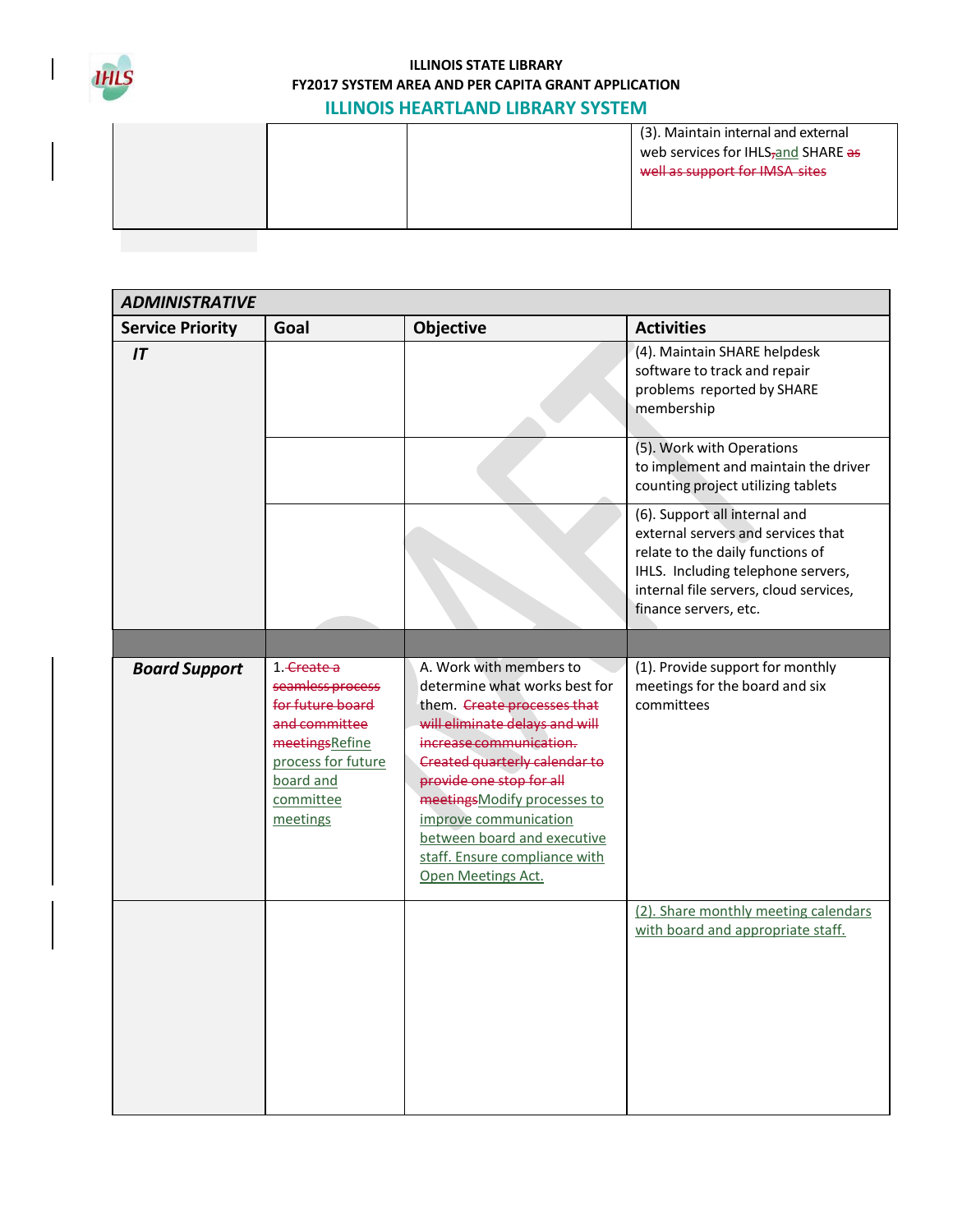| | | | (3). Maintain internal and external web services for IHLS,and SHARE as well as support for IMSA sites |
|---|---|---|---|

| ADMINISTRATIVE | | | |
|---|---|---|---|
| **Service Priority** | **Goal** | **Objective** | **Activities** |
| ***IT*** | | | (4). Maintain SHARE helpdesk software to track and repair problems reported by SHARE membership |
| | | | (5). Work with Operations to implement and maintain the driver counting project utilizing tablets |
| | | | (6). Support all internal and external servers and services that relate to the daily functions of IHLS. Including telephone servers, internal file servers, cloud services, finance servers, etc. |
| | | | |
| ***Board Support*** | 1. Create a seamless process for future board and committee meetingsRefine process for future board and committee meetings | A. Work with members to determine what works best for them. Create processes that will eliminate delays and will increase communication. Created quarterly calendar to provide one stop for all meetingsModify processes to improve communication between board and executive staff. Ensure compliance with Open Meetings Act. | (1). Provide support for monthly meetings for the board and six committees |
| | | | (2). Share monthly meeting calendars with board and appropriate staff. |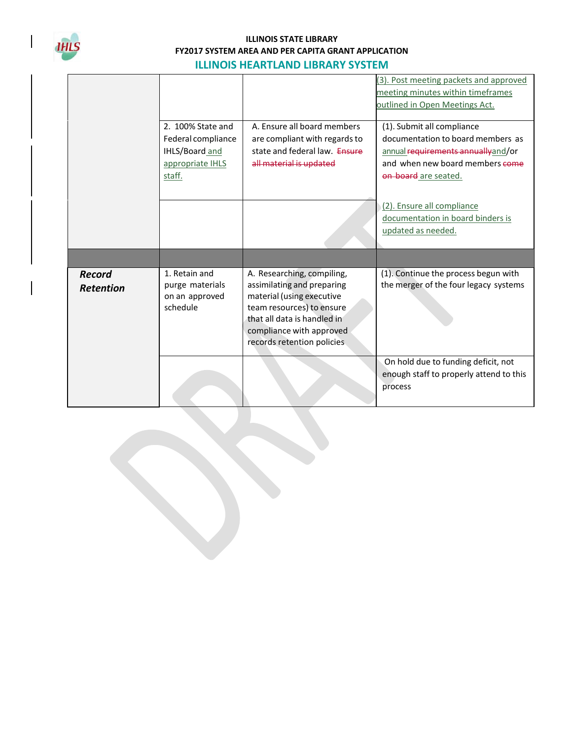| | | | |
|---|---|---|---|
| | | | (3). Post meeting packets and approved meeting minutes within timeframes outlined in Open Meetings Act. |
| | 2. 100% State and Federal compliance IHLS/Board and appropriate IHLS staff. | A. Ensure all board members are compliant with regards to state and federal law. ~~Ensure all material is updated~~ | (1). Submit all compliance documentation to board members as annual ~~requirements annually~~and/or and when new board members ~~come on board~~ are seated. |
| | | | (2). Ensure all compliance documentation in board binders is updated as needed. |
| | | | |
| ***Record Retention*** | 1. Retain and purge materials on an approved schedule | A. Researching, compiling, assimilating and preparing material (using executive team resources) to ensure that all data is handled in compliance with approved records retention policies | (1). Continue the process begun with the merger of the four legacy systems |
| | | | On hold due to funding deficit, not enough staff to properly attend to this process |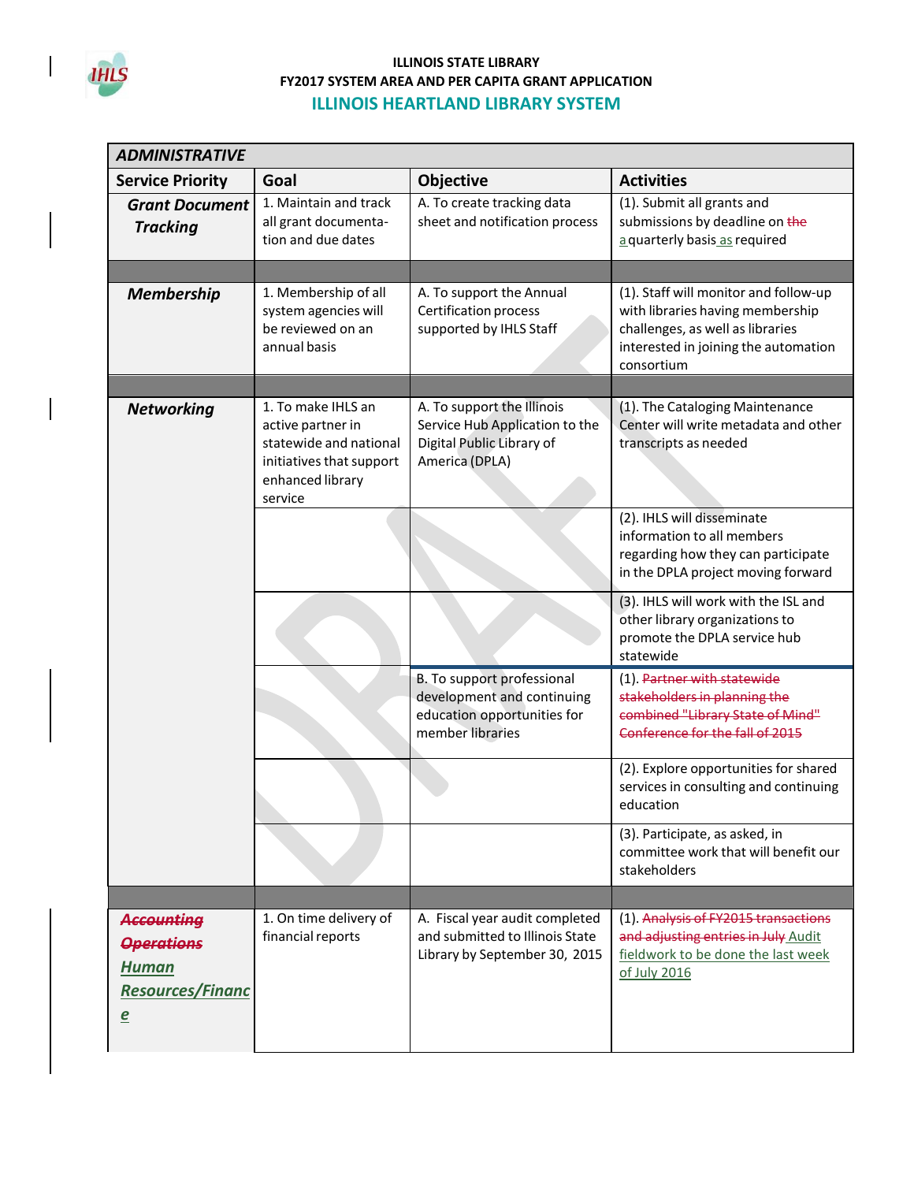ILLINOIS STATE LIBRARY
FY2017 SYSTEM AREA AND PER CAPITA GRANT APPLICATION

## ILLINOIS HEARTLAND LIBRARY SYSTEM

| ***ADMINISTRATIVE*** | | | |
|---|---|---|---|
| **Service Priority** | **Goal** | **Objective** | **Activities** |
| ***Grant Document Tracking*** | 1. Maintain and track all grant documentation and due dates | A. To create tracking data sheet and notification process | (1). Submit all grants and submissions by deadline on ~~the~~ a quarterly basis as required |
| | | | |
| ***Membership*** | 1. Membership of all system agencies will be reviewed on an annual basis | A. To support the Annual Certification process supported by IHLS Staff | (1). Staff will monitor and follow-up with libraries having membership challenges, as well as libraries interested in joining the automation consortium |
| | | | |
| ***Networking*** | 1. To make IHLS an active partner in statewide and national initiatives that support enhanced library service | A. To support the Illinois Service Hub Application to the Digital Public Library of America (DPLA) | (1). The Cataloging Maintenance Center will write metadata and other transcripts as needed |
| | | | (2). IHLS will disseminate information to all members regarding how they can participate in the DPLA project moving forward |
| | | | (3). IHLS will work with the ISL and other library organizations to promote the DPLA service hub statewide |
| | | B. To support professional development and continuing education opportunities for member libraries | (1). ~~Partner with statewide stakeholders in planning the combined "Library State of Mind" Conference for the fall of 2015~~ |
| | | | (2). Explore opportunities for shared services in consulting and continuing education |
| | | | (3). Participate, as asked, in committee work that will benefit our stakeholders |
| | | | |
| ***~~Accounting Operations~~*** ***Human Resources/Finance*** | 1. On time delivery of financial reports | A. Fiscal year audit completed and submitted to Illinois State Library by September 30, 2015 | (1). ~~Analysis of FY2015 transactions and adjusting entries in July~~ Audit fieldwork to be done the last week of July 2016 |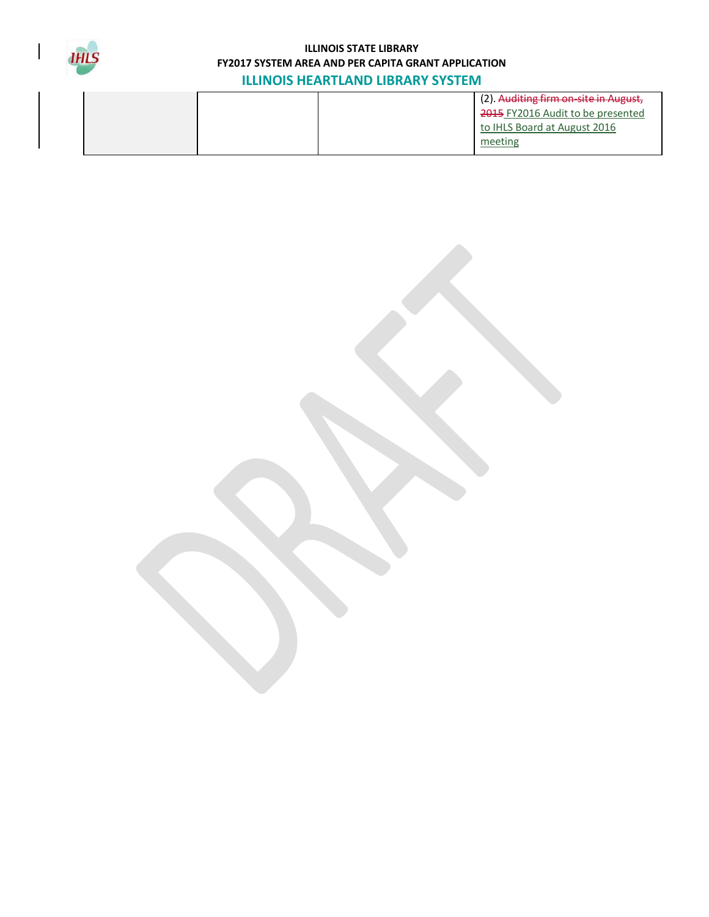|  |  |  | (2). ~~Auditing firm on-site in August, 2015~~ FY2016 Audit to be presented to IHLS Board at August 2016 meeting |
|---|---|---|---|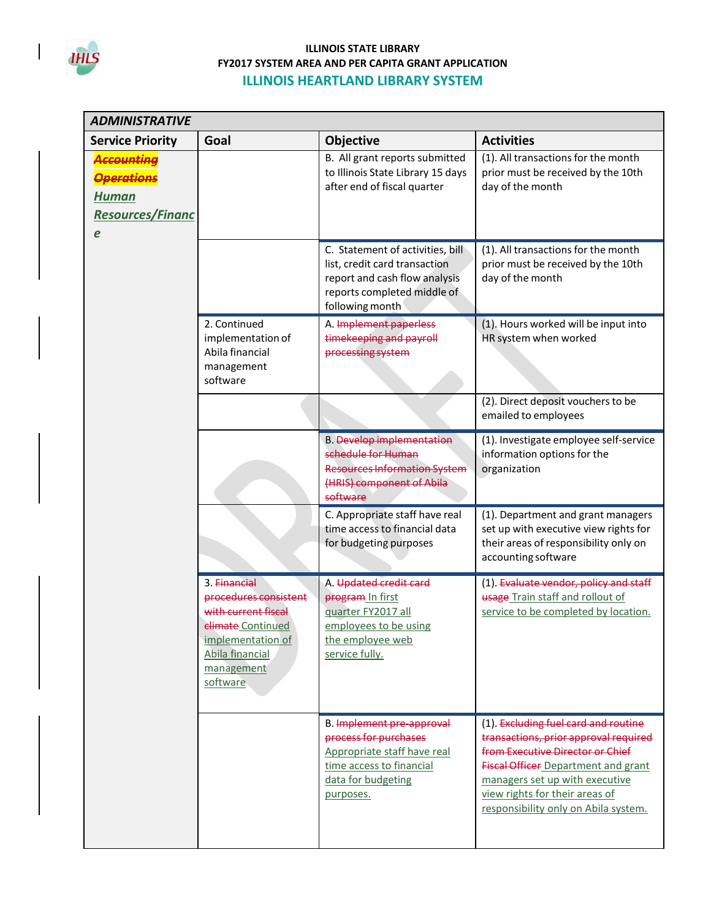ILLINOIS STATE LIBRARY
FY2017 SYSTEM AREA AND PER CAPITA GRANT APPLICATION

## ILLINOIS HEARTLAND LIBRARY SYSTEM

| ADMINISTRATIVE | | | |
|---|---|---|---|
| **Service Priority** | **Goal** | **Objective** | **Activities** |
| ~~*Accounting Operations*~~ *Human Resources/Finance* | | B. All grant reports submitted to Illinois State Library 15 days after end of fiscal quarter | (1). All transactions for the month prior must be received by the 10th day of the month |
| | | C. Statement of activities, bill list, credit card transaction report and cash flow analysis reports completed middle of following month | (1). All transactions for the month prior must be received by the 10th day of the month |
| | 2. Continued implementation of Abila financial management software | A. ~~Implement paperless timekeeping and payroll processing system~~ | (1). Hours worked will be input into HR system when worked |
| | | | (2). Direct deposit vouchers to be emailed to employees |
| | | B. ~~Develop implementation schedule for Human Resources Information System (HRIS) component of Abila software~~ | (1). Investigate employee self-service information options for the organization |
| | | C. Appropriate staff have real time access to financial data for budgeting purposes | (1). Department and grant managers set up with executive view rights for their areas of responsibility only on accounting software |
| | 3. ~~Financial procedures consistent with current fiscal climate~~ Continued implementation of Abila financial management software | A. ~~Updated credit card program~~ In first quarter FY2017 all employees to be using the employee web service fully. | (1). ~~Evaluate vendor, policy and staff usage~~ Train staff and rollout of service to be completed by location. |
| | | B. ~~Implement pre-approval process for purchases~~ Appropriate staff have real time access to financial data for budgeting purposes. | (1). ~~Excluding fuel card and routine transactions, prior approval required from Executive Director or Chief Fiscal Officer~~ Department and grant managers set up with executive view rights for their areas of responsibility only on Abila system. |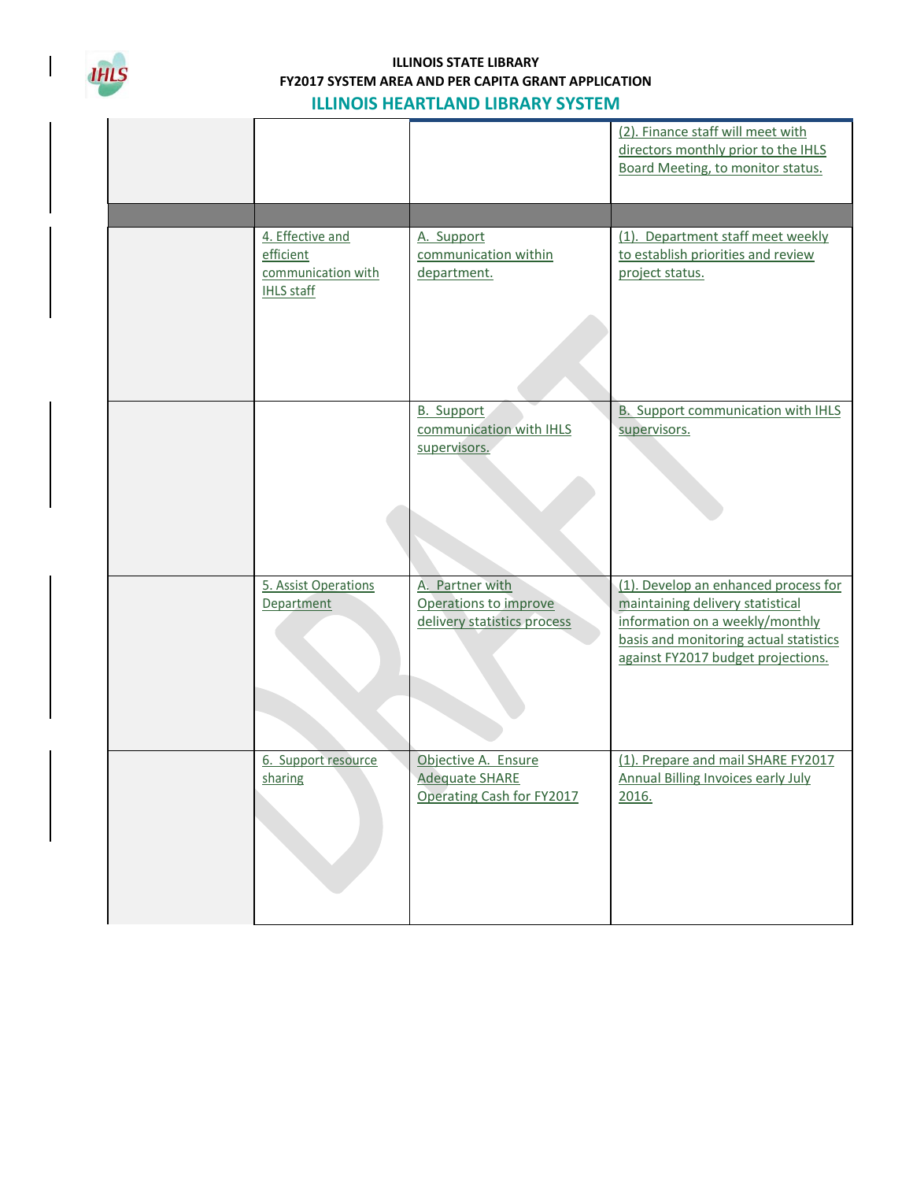| | | | |
|---|---|---|---|
| | | | (2). Finance staff will meet with directors monthly prior to the IHLS Board Meeting, to monitor status. |
| | | | |
| | 4. Effective and efficient communication with IHLS staff | A. Support communication within department. | (1). Department staff meet weekly to establish priorities and review project status. |
| | | B. Support communication with IHLS supervisors. | B. Support communication with IHLS supervisors. |
| | 5. Assist Operations Department | A. Partner with Operations to improve delivery statistics process | (1). Develop an enhanced process for maintaining delivery statistical information on a weekly/monthly basis and monitoring actual statistics against FY2017 budget projections. |
| | 6. Support resource sharing | Objective A. Ensure Adequate SHARE Operating Cash for FY2017 | (1). Prepare and mail SHARE FY2017 Annual Billing Invoices early July 2016. |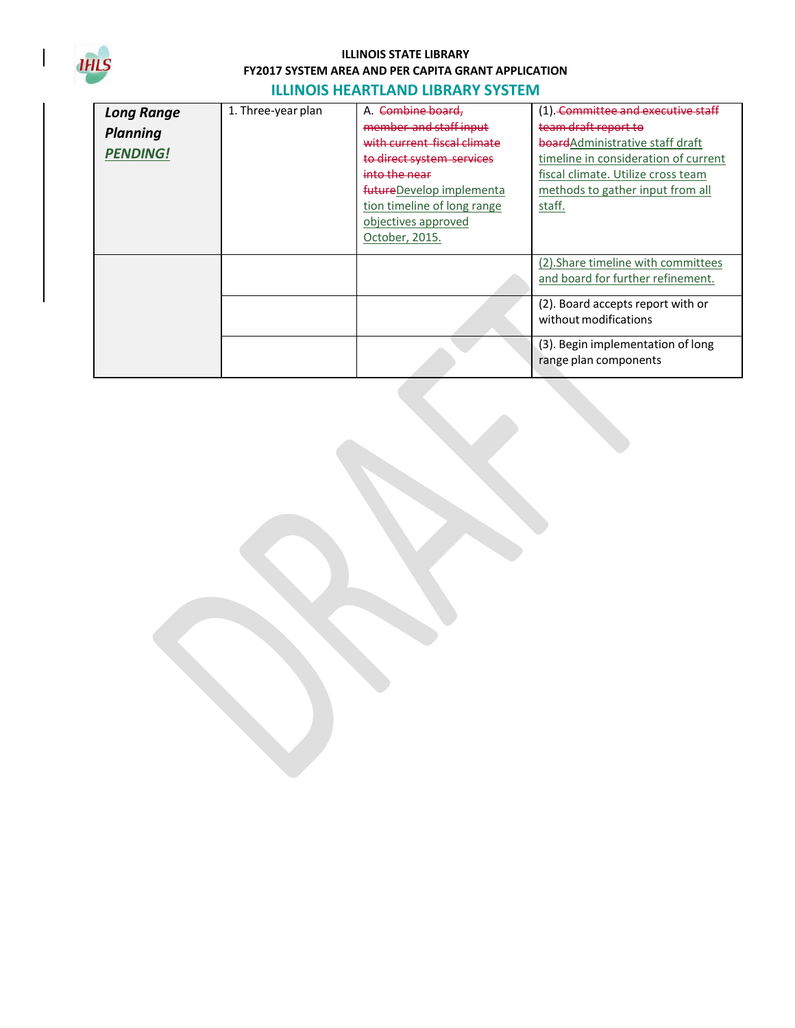| Long Range Planning PENDING! | 1. Three-year plan | A. ~~Combine board, member and staff input with current fiscal climate to direct system services into the near future~~Develop implementation timeline of long range objectives approved October, 2015. | (1). ~~Committee and executive staff team draft report to board~~Administrative staff draft timeline in consideration of current fiscal climate. Utilize cross team methods to gather input from all staff. |
|---|---|---|---|
| | | | (2).Share timeline with committees and board for further refinement. |
| | | | (2). Board accepts report with or without modifications |
| | | | (3). Begin implementation of long range plan components |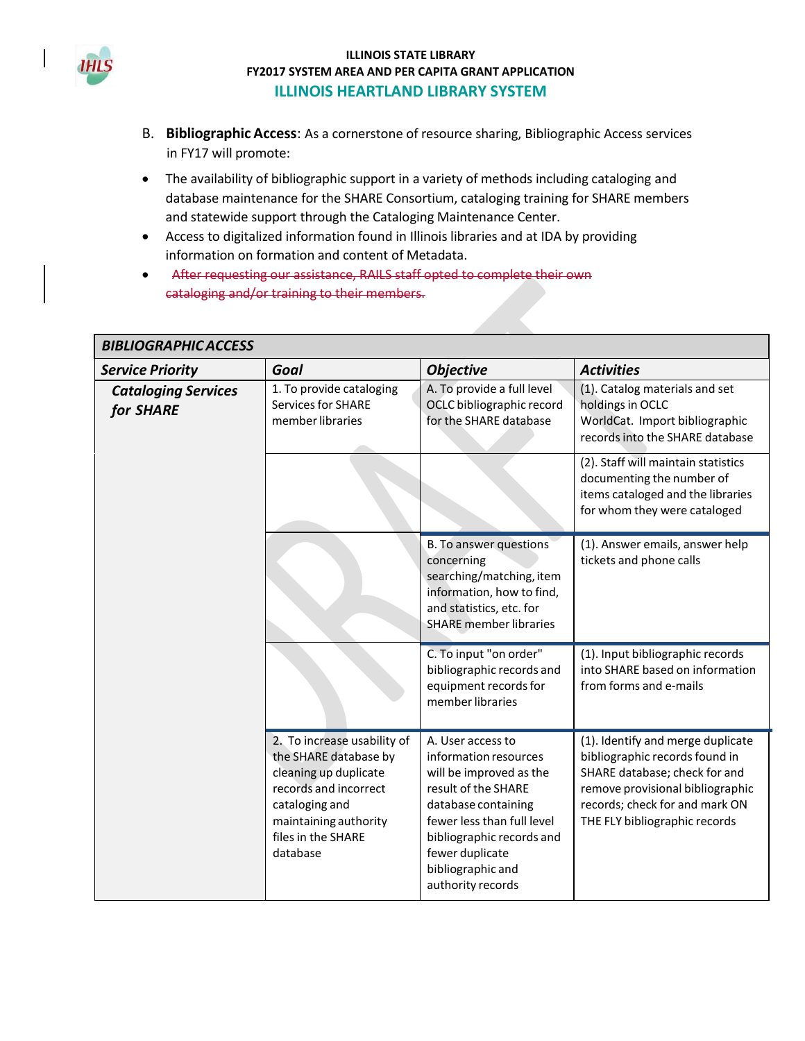B. **Bibliographic Access**: As a cornerstone of resource sharing, Bibliographic Access services in FY17 will promote:

- The availability of bibliographic support in a variety of methods including cataloging and database maintenance for the SHARE Consortium, cataloging training for SHARE members and statewide support through the Cataloging Maintenance Center.
- Access to digitalized information found in Illinois libraries and at IDA by providing information on formation and content of Metadata.
- ~~After requesting our assistance, RAILS staff opted to complete their own cataloging and/or training to their members.~~

| ***BIBLIOGRAPHIC ACCESS*** | | | |
|---|---|---|---|
| ***Service Priority*** | ***Goal*** | ***Objective*** | ***Activities*** |
| ***Cataloging Services for SHARE*** | 1. To provide cataloging Services for SHARE member libraries | A. To provide a full level OCLC bibliographic record for the SHARE database | (1). Catalog materials and set holdings in OCLC WorldCat. Import bibliographic records into the SHARE database |
| | | | (2). Staff will maintain statistics documenting the number of items cataloged and the libraries for whom they were cataloged |
| | | B. To answer questions concerning searching/matching, item information, how to find, and statistics, etc. for SHARE member libraries | (1). Answer emails, answer help tickets and phone calls |
| | | C. To input "on order" bibliographic records and equipment records for member libraries | (1). Input bibliographic records into SHARE based on information from forms and e-mails |
| | 2. To increase usability of the SHARE database by cleaning up duplicate records and incorrect cataloging and maintaining authority files in the SHARE database | A. User access to information resources will be improved as the result of the SHARE database containing fewer less than full level bibliographic records and fewer duplicate bibliographic and authority records | (1). Identify and merge duplicate bibliographic records found in SHARE database; check for and remove provisional bibliographic records; check for and mark ON THE FLY bibliographic records |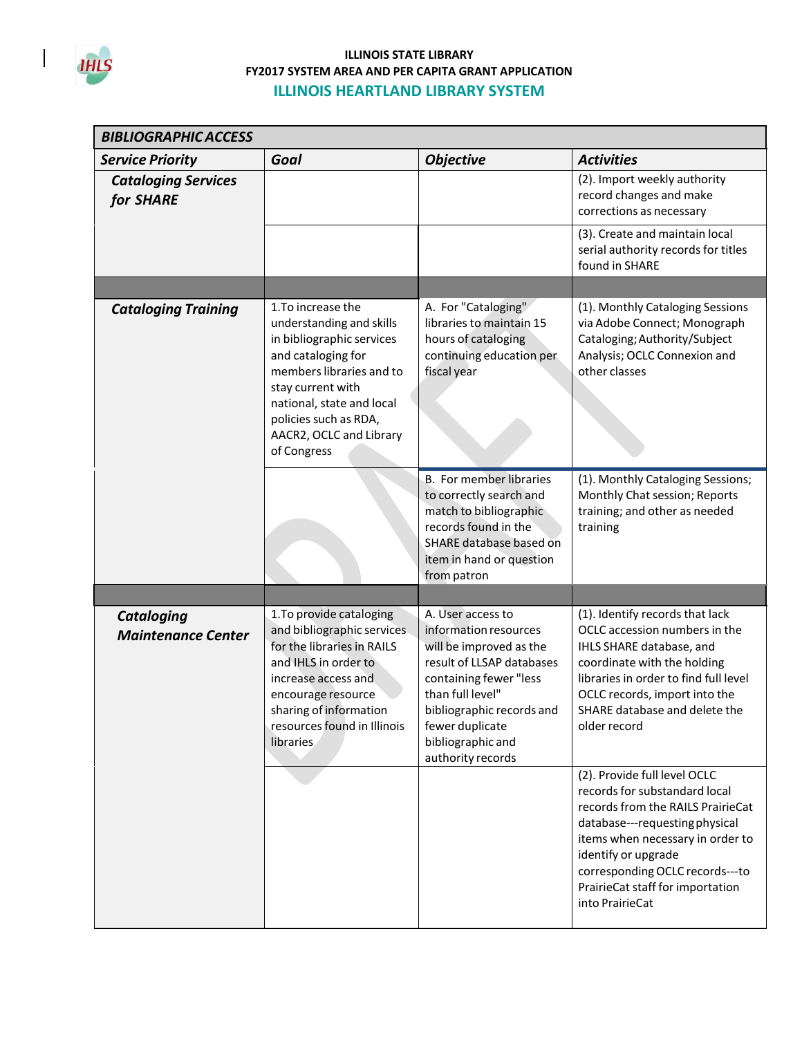**ILLINOIS STATE LIBRARY**
**FY2017 SYSTEM AREA AND PER CAPITA GRANT APPLICATION**
**ILLINOIS HEARTLAND LIBRARY SYSTEM**

| ***BIBLIOGRAPHIC ACCESS*** | | | |
|---|---|---|---|
| ***Service Priority*** | ***Goal*** | ***Objective*** | ***Activities*** |
| ***Cataloging Services for SHARE*** | | | (2). Import weekly authority record changes and make corrections as necessary |
| | | | (3). Create and maintain local serial authority records for titles found in SHARE |
| | | | |
| ***Cataloging Training*** | 1.To increase the understanding and skills in bibliographic services and cataloging for members libraries and to stay current with national, state and local policies such as RDA, AACR2, OCLC and Library of Congress | A. For "Cataloging" libraries to maintain 15 hours of cataloging continuing education per fiscal year | (1). Monthly Cataloging Sessions via Adobe Connect; Monograph Cataloging; Authority/Subject Analysis; OCLC Connexion and other classes |
| | | B. For member libraries to correctly search and match to bibliographic records found in the SHARE database based on item in hand or question from patron | (1). Monthly Cataloging Sessions; Monthly Chat session; Reports training; and other as needed training |
| | | | |
| ***Cataloging Maintenance Center*** | 1.To provide cataloging and bibliographic services for the libraries in RAILS and IHLS in order to increase access and encourage resource sharing of information resources found in Illinois libraries | A. User access to information resources will be improved as the result of LLSAP databases containing fewer "less than full level" bibliographic records and fewer duplicate bibliographic and authority records | (1). Identify records that lack OCLC accession numbers in the IHLS SHARE database, and coordinate with the holding libraries in order to find full level OCLC records, import into the SHARE database and delete the older record |
| | | | (2). Provide full level OCLC records for substandard local records from the RAILS PrairieCat database---requesting physical items when necessary in order to identify or upgrade corresponding OCLC records---to PrairieCat staff for importation into PrairieCat |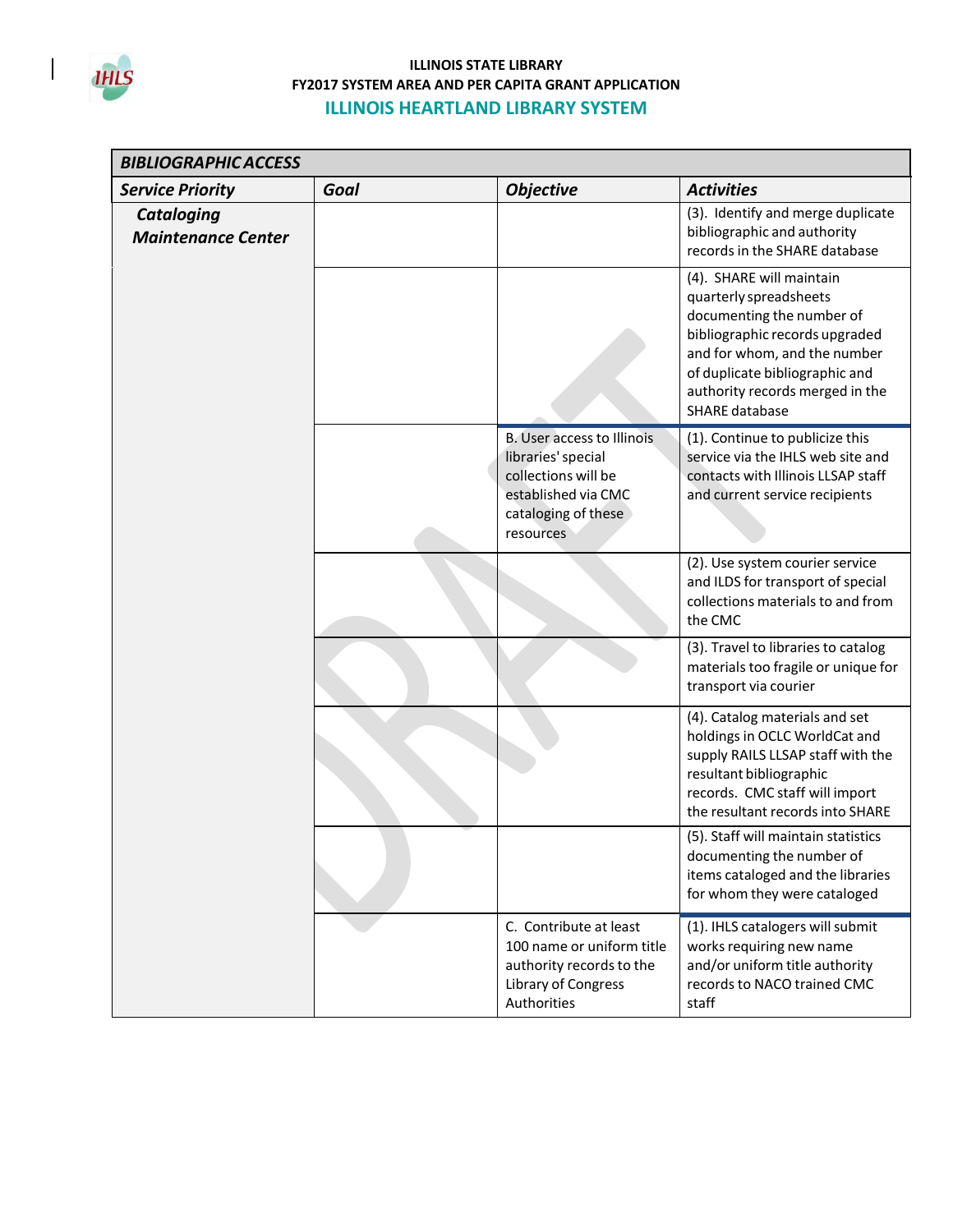**ILLINOIS STATE LIBRARY**
**FY2017 SYSTEM AREA AND PER CAPITA GRANT APPLICATION**
**ILLINOIS HEARTLAND LIBRARY SYSTEM**

| ***BIBLIOGRAPHIC ACCESS*** | | | |
|---|---|---|---|
| ***Service Priority*** | ***Goal*** | ***Objective*** | ***Activities*** |
| ***Cataloging Maintenance Center*** | | | (3). Identify and merge duplicate bibliographic and authority records in the SHARE database |
| | | | (4). SHARE will maintain quarterly spreadsheets documenting the number of bibliographic records upgraded and for whom, and the number of duplicate bibliographic and authority records merged in the SHARE database |
| | | B. User access to Illinois libraries' special collections will be established via CMC cataloging of these resources | (1). Continue to publicize this service via the IHLS web site and contacts with Illinois LLSAP staff and current service recipients |
| | | | (2). Use system courier service and ILDS for transport of special collections materials to and from the CMC |
| | | | (3). Travel to libraries to catalog materials too fragile or unique for transport via courier |
| | | | (4). Catalog materials and set holdings in OCLC WorldCat and supply RAILS LLSAP staff with the resultant bibliographic records. CMC staff will import the resultant records into SHARE |
| | | | (5). Staff will maintain statistics documenting the number of items cataloged and the libraries for whom they were cataloged |
| | | C. Contribute at least 100 name or uniform title authority records to the Library of Congress Authorities | (1). IHLS catalogers will submit works requiring new name and/or uniform title authority records to NACO trained CMC staff |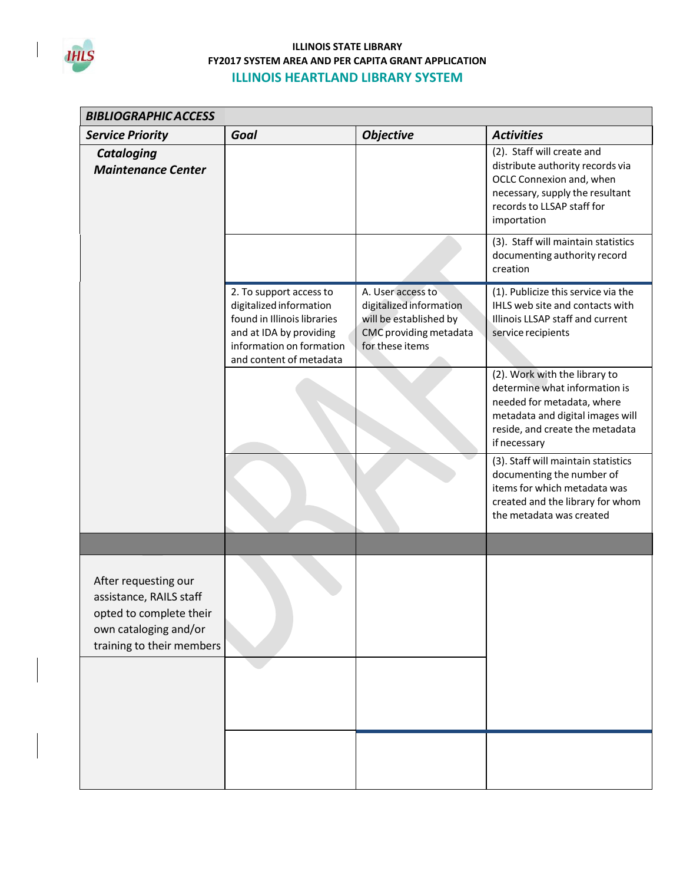| BIBLIOGRAPHIC ACCESS | | | |
|---|---|---|---|
| **Service Priority** | **Goal** | **Objective** | **Activities** |
| ***Cataloging Maintenance Center*** | | | (2). Staff will create and distribute authority records via OCLC Connexion and, when necessary, supply the resultant records to LLSAP staff for importation |
| | | | (3). Staff will maintain statistics documenting authority record creation |
| | 2. To support access to digitalized information found in Illinois libraries and at IDA by providing information on formation and content of metadata | A. User access to digitalized information will be established by CMC providing metadata for these items | (1). Publicize this service via the IHLS web site and contacts with Illinois LLSAP staff and current service recipients |
| | | | (2). Work with the library to determine what information is needed for metadata, where metadata and digital images will reside, and create the metadata if necessary |
| | | | (3). Staff will maintain statistics documenting the number of items for which metadata was created and the library for whom the metadata was created |
| | | | |
| After requesting our assistance, RAILS staff opted to complete their own cataloging and/or training to their members | | | |
| | | | |
| | | | |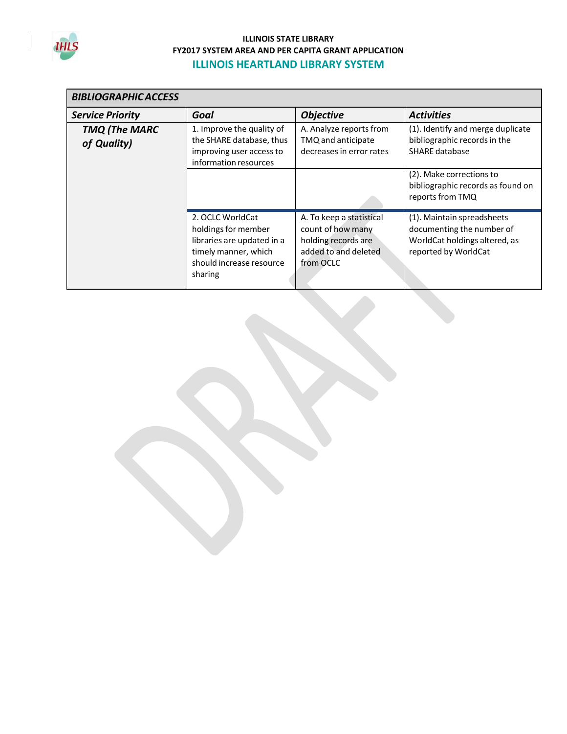| BIBLIOGRAPHIC ACCESS | | | |
|---|---|---|---|
| **Service Priority** | **Goal** | **Objective** | **Activities** |
| ***TMQ (The MARC of Quality)*** | 1. Improve the quality of the SHARE database, thus improving user access to information resources | A. Analyze reports from TMQ and anticipate decreases in error rates | (1). Identify and merge duplicate bibliographic records in the SHARE database |
| | | | (2). Make corrections to bibliographic records as found on reports from TMQ |
| | 2. OCLC WorldCat holdings for member libraries are updated in a timely manner, which should increase resource sharing | A. To keep a statistical count of how many holding records are added to and deleted from OCLC | (1). Maintain spreadsheets documenting the number of WorldCat holdings altered, as reported by WorldCat |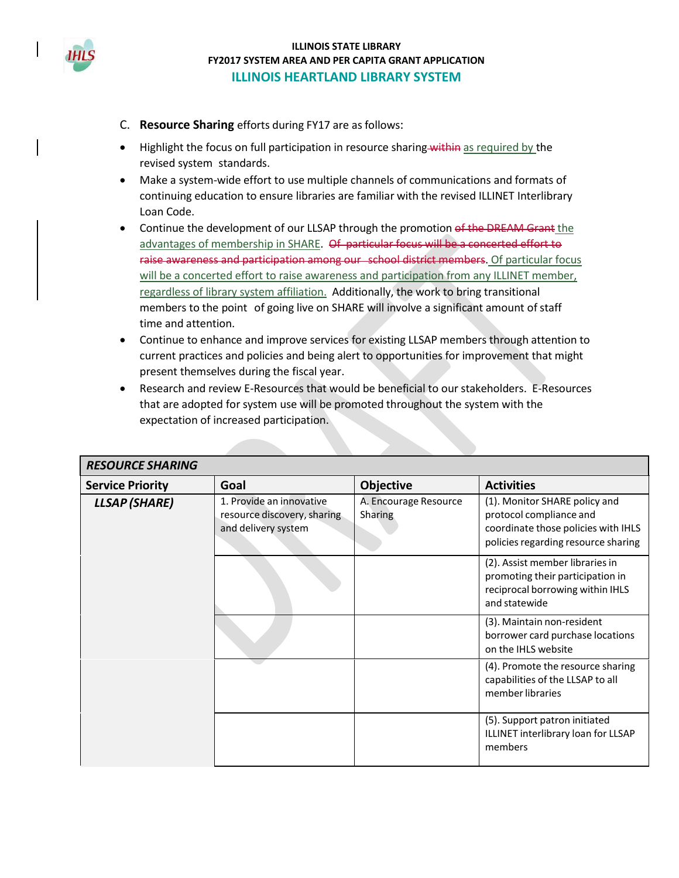C. **Resource Sharing** efforts during FY17 are as follows:

- Highlight the focus on full participation in resource sharing ~~within~~ as required by the revised system standards.
- Make a system-wide effort to use multiple channels of communications and formats of continuing education to ensure libraries are familiar with the revised ILLINET Interlibrary Loan Code.
- Continue the development of our LLSAP through the promotion ~~of the DREAM Grant~~ the advantages of membership in SHARE. ~~Of particular focus will be a concerted effort to raise awareness and participation among our school district members.~~ Of particular focus will be a concerted effort to raise awareness and participation from any ILLINET member, regardless of library system affiliation. Additionally, the work to bring transitional members to the point of going live on SHARE will involve a significant amount of staff time and attention.
- Continue to enhance and improve services for existing LLSAP members through attention to current practices and policies and being alert to opportunities for improvement that might present themselves during the fiscal year.
- Research and review E-Resources that would be beneficial to our stakeholders. E-Resources that are adopted for system use will be promoted throughout the system with the expectation of increased participation.

| ***RESOURCE SHARING*** | | | |
|---|---|---|---|
| **Service Priority** | **Goal** | **Objective** | **Activities** |
| ***LLSAP (SHARE)*** | 1. Provide an innovative resource discovery, sharing and delivery system | A. Encourage Resource Sharing | (1). Monitor SHARE policy and protocol compliance and coordinate those policies with IHLS policies regarding resource sharing |
| | | | (2). Assist member libraries in promoting their participation in reciprocal borrowing within IHLS and statewide |
| | | | (3). Maintain non-resident borrower card purchase locations on the IHLS website |
| | | | (4). Promote the resource sharing capabilities of the LLSAP to all member libraries |
| | | | (5). Support patron initiated ILLINET interlibrary loan for LLSAP members |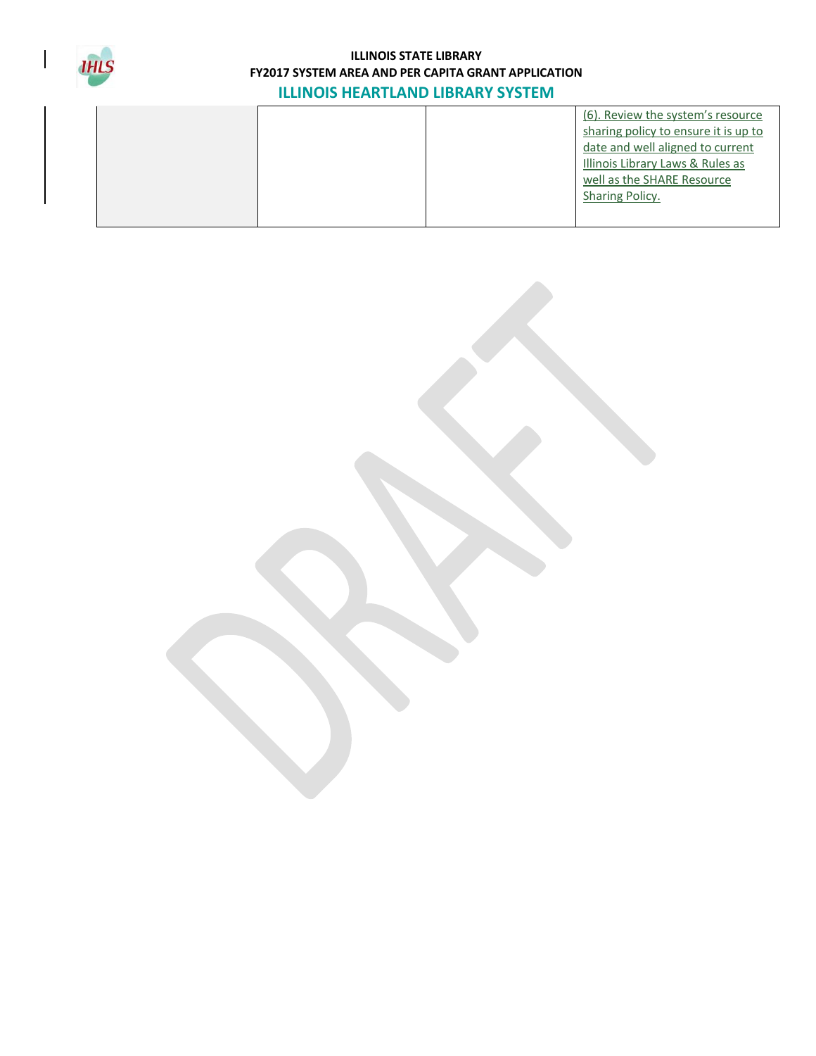| | | | |
|---|---|---|---|
| | | | (6). Review the system's resource sharing policy to ensure it is up to date and well aligned to current Illinois Library Laws & Rules as well as the SHARE Resource Sharing Policy. |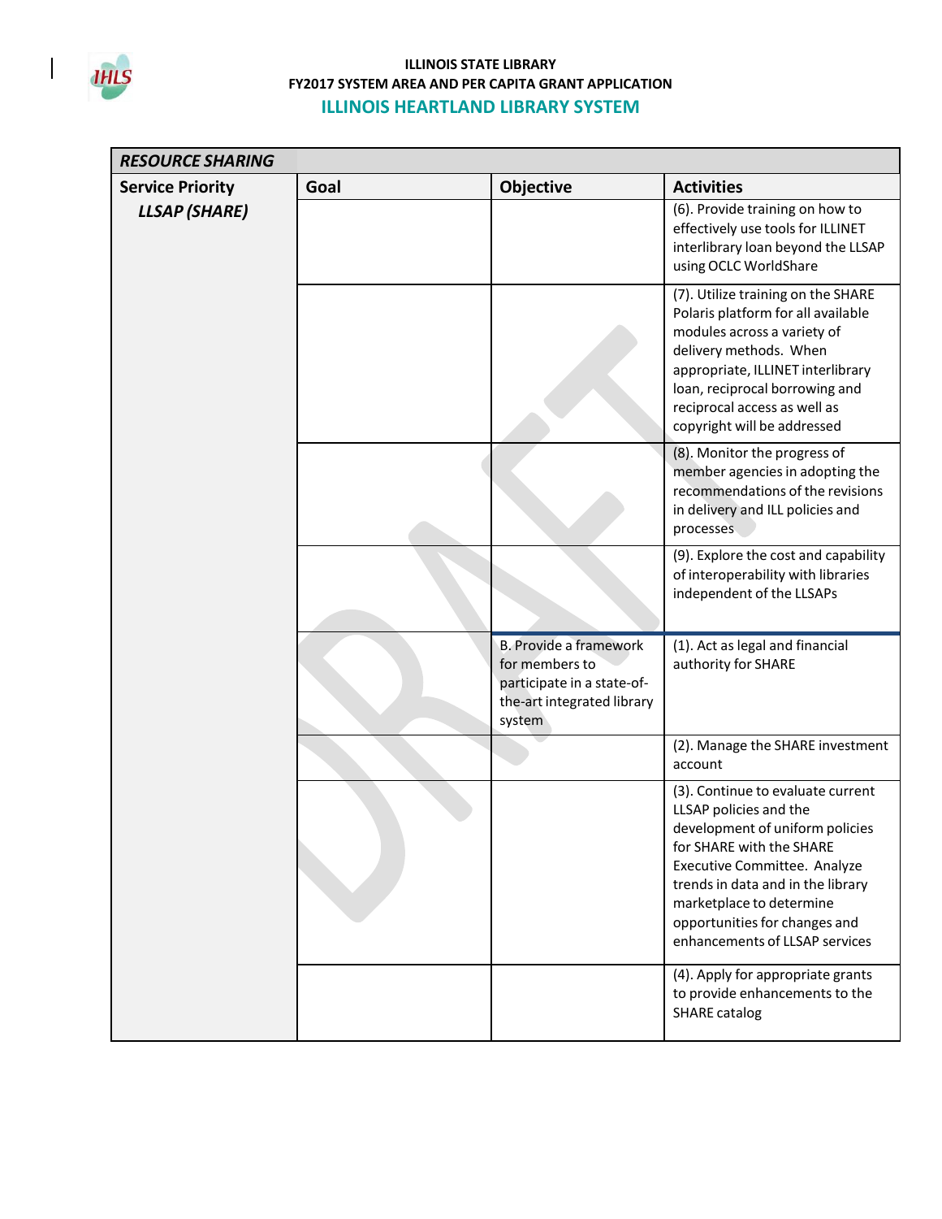**ILLINOIS STATE LIBRARY**
**FY2017 SYSTEM AREA AND PER CAPITA GRANT APPLICATION**
**ILLINOIS HEARTLAND LIBRARY SYSTEM**

| ***RESOURCE SHARING*** | | | |
|---|---|---|---|
| **Service Priority** | **Goal** | **Objective** | **Activities** |
| ***LLSAP (SHARE)*** | | | (6). Provide training on how to effectively use tools for ILLINET interlibrary loan beyond the LLSAP using OCLC WorldShare |
| | | | (7). Utilize training on the SHARE Polaris platform for all available modules across a variety of delivery methods. When appropriate, ILLINET interlibrary loan, reciprocal borrowing and reciprocal access as well as copyright will be addressed |
| | | | (8). Monitor the progress of member agencies in adopting the recommendations of the revisions in delivery and ILL policies and processes |
| | | | (9). Explore the cost and capability of interoperability with libraries independent of the LLSAPs |
| | | B. Provide a framework for members to participate in a state-of-the-art integrated library system | (1). Act as legal and financial authority for SHARE |
| | | | (2). Manage the SHARE investment account |
| | | | (3). Continue to evaluate current LLSAP policies and the development of uniform policies for SHARE with the SHARE Executive Committee. Analyze trends in data and in the library marketplace to determine opportunities for changes and enhancements of LLSAP services |
| | | | (4). Apply for appropriate grants to provide enhancements to the SHARE catalog |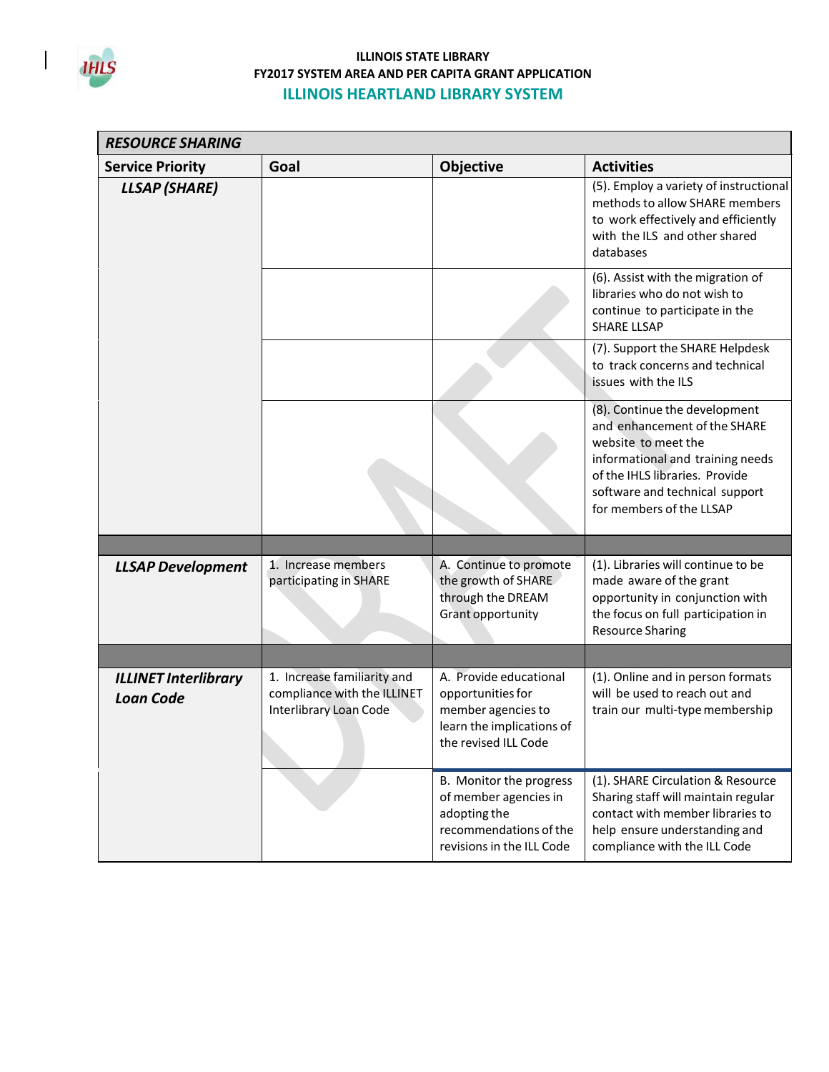**ILLINOIS STATE LIBRARY**
**FY2017 SYSTEM AREA AND PER CAPITA GRANT APPLICATION**

## ILLINOIS HEARTLAND LIBRARY SYSTEM

| *RESOURCE SHARING* | | | |
|---|---|---|---|
| **Service Priority** | **Goal** | **Objective** | **Activities** |
| ***LLSAP (SHARE)*** | | | (5). Employ a variety of instructional methods to allow SHARE members to work effectively and efficiently with the ILS and other shared databases |
| | | | (6). Assist with the migration of libraries who do not wish to continue to participate in the SHARE LLSAP |
| | | | (7). Support the SHARE Helpdesk to track concerns and technical issues with the ILS |
| | | | (8). Continue the development and enhancement of the SHARE website to meet the informational and training needs of the IHLS libraries. Provide software and technical support for members of the LLSAP |
| | | | |
| ***LLSAP Development*** | 1. Increase members participating in SHARE | A. Continue to promote the growth of SHARE through the DREAM Grant opportunity | (1). Libraries will continue to be made aware of the grant opportunity in conjunction with the focus on full participation in Resource Sharing |
| | | | |
| ***ILLINET Interlibrary Loan Code*** | 1. Increase familiarity and compliance with the ILLINET Interlibrary Loan Code | A. Provide educational opportunities for member agencies to learn the implications of the revised ILL Code | (1). Online and in person formats will be used to reach out and train our multi-type membership |
| | | B. Monitor the progress of member agencies in adopting the recommendations of the revisions in the ILL Code | (1). SHARE Circulation & Resource Sharing staff will maintain regular contact with member libraries to help ensure understanding and compliance with the ILL Code |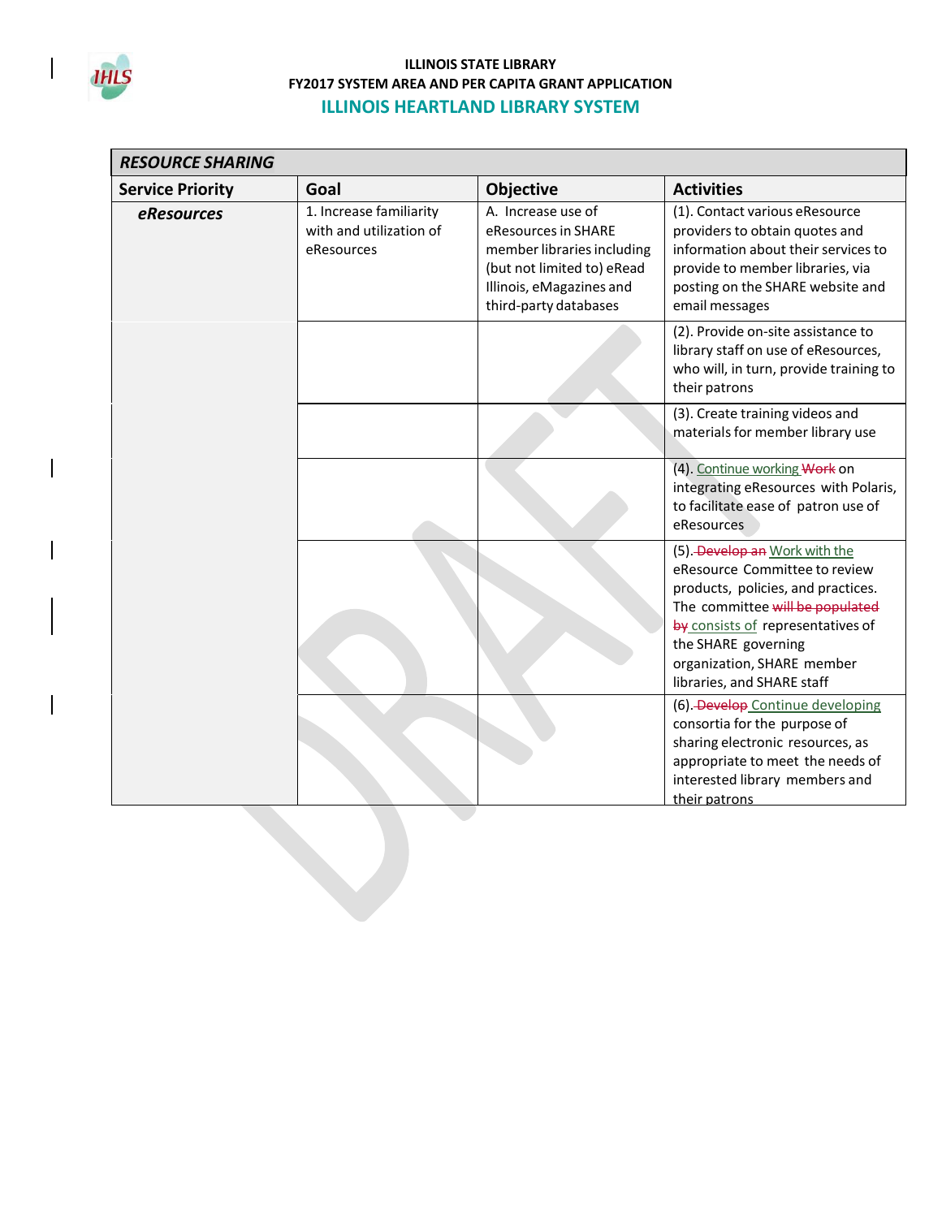ILLINOIS STATE LIBRARY
FY2017 SYSTEM AREA AND PER CAPITA GRANT APPLICATION

## ILLINOIS HEARTLAND LIBRARY SYSTEM

| ***RESOURCE SHARING*** | | | |
|---|---|---|---|
| **Service Priority** | **Goal** | **Objective** | **Activities** |
| ***eResources*** | 1. Increase familiarity with and utilization of eResources | A. Increase use of eResources in SHARE member libraries including (but not limited to) eRead Illinois, eMagazines and third-party databases | (1). Contact various eResource providers to obtain quotes and information about their services to provide to member libraries, via posting on the SHARE website and email messages |
| | | | (2). Provide on-site assistance to library staff on use of eResources, who will, in turn, provide training to their patrons |
| | | | (3). Create training videos and materials for member library use |
| | | | (4). Continue working ~~Work~~ on integrating eResources with Polaris, to facilitate ease of patron use of eResources |
| | | | (5). ~~Develop an~~ Work with the eResource Committee to review products, policies, and practices. The committee ~~will be populated by~~ consists of representatives of the SHARE governing organization, SHARE member libraries, and SHARE staff |
| | | | (6). ~~Develop~~ Continue developing consortia for the purpose of sharing electronic resources, as appropriate to meet the needs of interested library members and their patrons |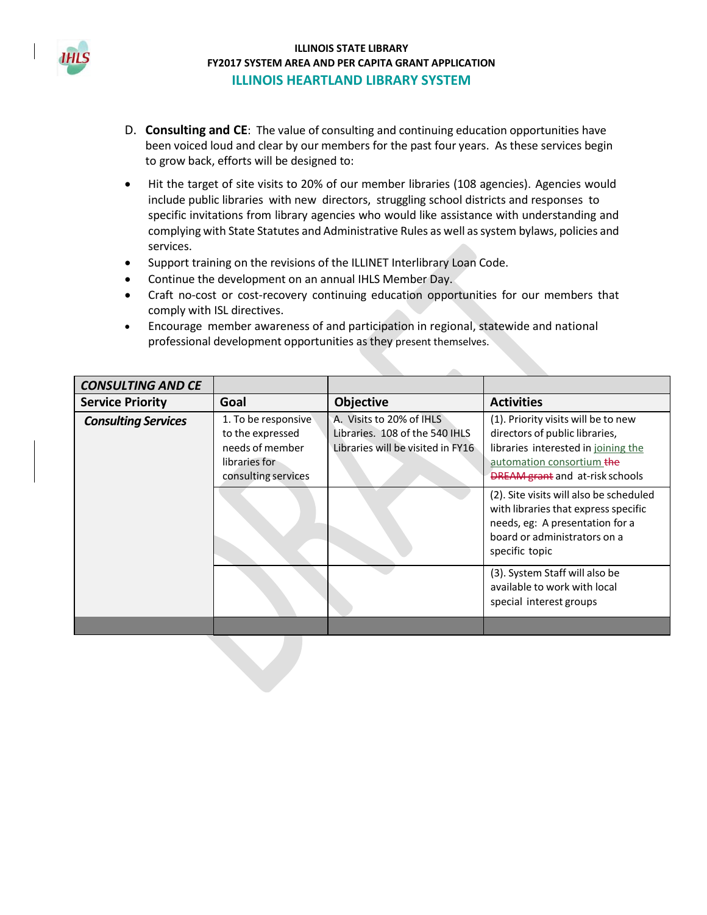D. **Consulting and CE**: The value of consulting and continuing education opportunities have been voiced loud and clear by our members for the past four years. As these services begin to grow back, efforts will be designed to:

- Hit the target of site visits to 20% of our member libraries (108 agencies). Agencies would include public libraries with new directors, struggling school districts and responses to specific invitations from library agencies who would like assistance with understanding and complying with State Statutes and Administrative Rules as well as system bylaws, policies and services.
- Support training on the revisions of the ILLINET Interlibrary Loan Code.
- Continue the development on an annual IHLS Member Day.
- Craft no-cost or cost-recovery continuing education opportunities for our members that comply with ISL directives.
- Encourage member awareness of and participation in regional, statewide and national professional development opportunities as they present themselves.

| ***CONSULTING AND CE*** | | | |
|---|---|---|---|
| **Service Priority** | **Goal** | **Objective** | **Activities** |
| ***Consulting Services*** | 1. To be responsive to the expressed needs of member libraries for consulting services | A. Visits to 20% of IHLS Libraries. 108 of the 540 IHLS Libraries will be visited in FY16 | (1). Priority visits will be to new directors of public libraries, libraries interested in joining the automation consortium ~~the DREAM grant~~ and at-risk schools |
| | | | (2). Site visits will also be scheduled with libraries that express specific needs, eg: A presentation for a board or administrators on a specific topic |
| | | | (3). System Staff will also be available to work with local special interest groups |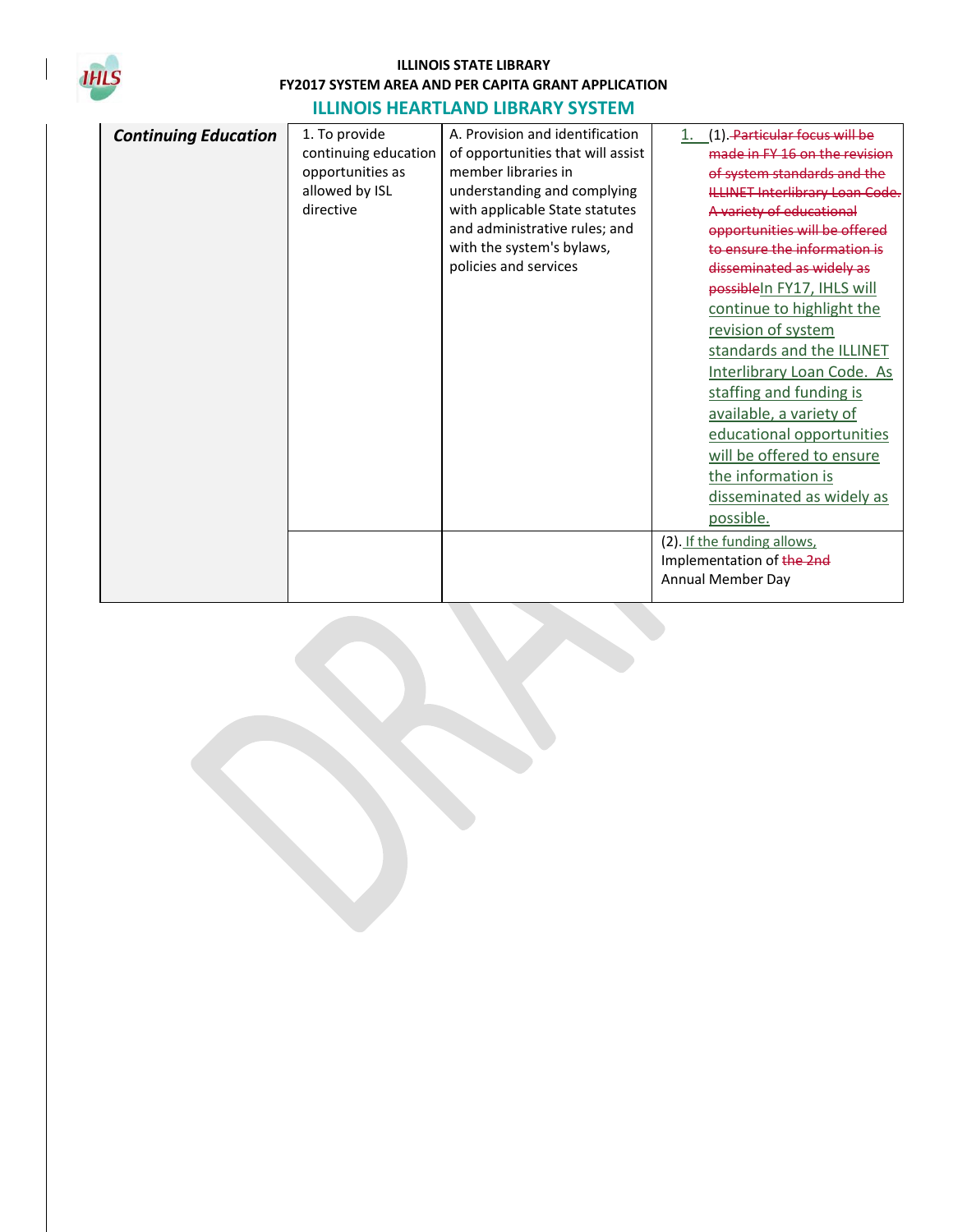**ILLINOIS STATE LIBRARY**
**FY2017 SYSTEM AREA AND PER CAPITA GRANT APPLICATION**

## ILLINOIS HEARTLAND LIBRARY SYSTEM

| | | | |
|---|---|---|---|
| ***Continuing Education*** | 1. To provide continuing education opportunities as allowed by ISL directive | A. Provision and identification of opportunities that will assist member libraries in understanding and complying with applicable State statutes and administrative rules; and with the system's bylaws, policies and services | 1. (1). ~~Particular focus will be made in FY 16 on the revision of system standards and the ILLINET Interlibrary Loan Code. A variety of educational opportunities will be offered to ensure the information is disseminated as widely as possible~~In FY17, IHLS will continue to highlight the revision of system standards and the ILLINET Interlibrary Loan Code. As staffing and funding is available, a variety of educational opportunities will be offered to ensure the information is disseminated as widely as possible. |
| | | | (2). If the funding allows, Implementation of ~~the 2nd~~ Annual Member Day |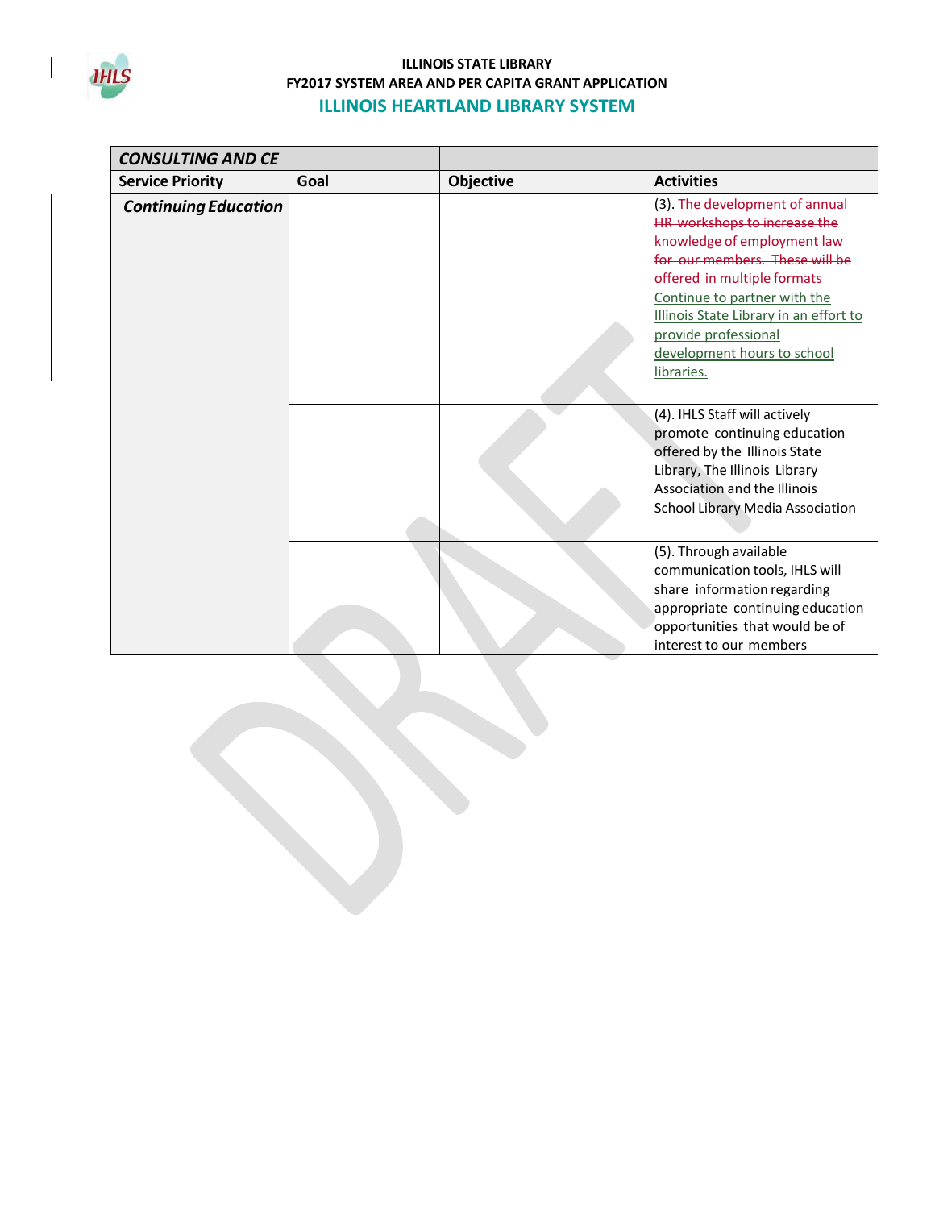| CONSULTING AND CE | | | |
|---|---|---|---|
| **Service Priority** | **Goal** | **Objective** | **Activities** |
| ***Continuing Education*** | | | (3). ~~The development of annual HR workshops to increase the knowledge of employment law for our members. These will be offered in multiple formats~~ Continue to partner with the Illinois State Library in an effort to provide professional development hours to school libraries. |
| | | | (4). IHLS Staff will actively promote continuing education offered by the Illinois State Library, The Illinois Library Association and the Illinois School Library Media Association |
| | | | (5). Through available communication tools, IHLS will share information regarding appropriate continuing education opportunities that would be of interest to our members |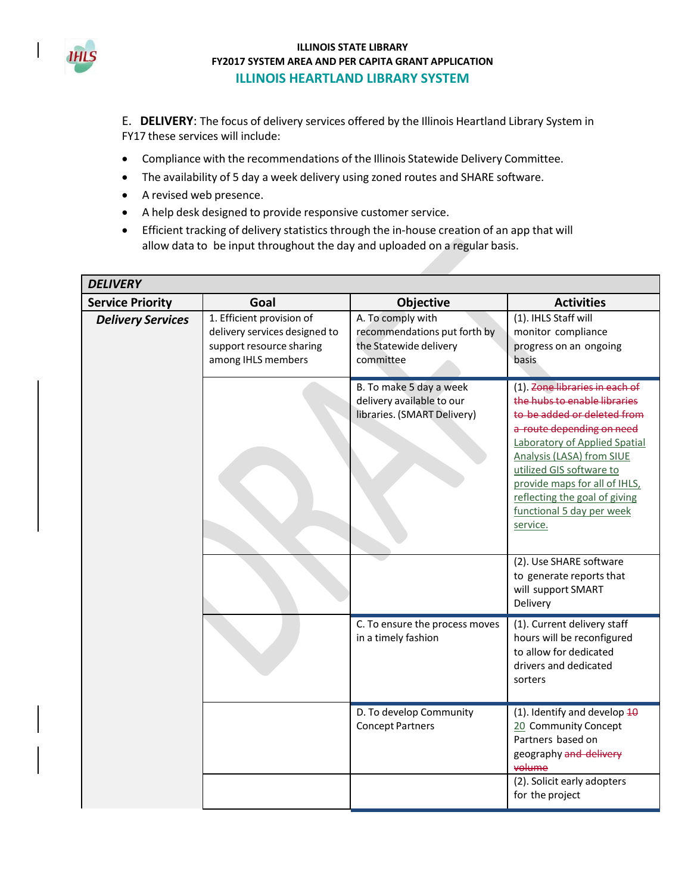E. **DELIVERY**: The focus of delivery services offered by the Illinois Heartland Library System in FY17 these services will include:

- Compliance with the recommendations of the Illinois Statewide Delivery Committee.
- The availability of 5 day a week delivery using zoned routes and SHARE software.
- A revised web presence.
- A help desk designed to provide responsive customer service.
- Efficient tracking of delivery statistics through the in-house creation of an app that will allow data to be input throughout the day and uploaded on a regular basis.

| ***DELIVERY*** | | | |
|---|---|---|---|
| **Service Priority** | **Goal** | **Objective** | **Activities** |
| ***Delivery Services*** | 1. Efficient provision of delivery services designed to support resource sharing among IHLS members | A. To comply with recommendations put forth by the Statewide delivery committee | (1). IHLS Staff will monitor compliance progress on an ongoing basis |
| | | B. To make 5 day a week delivery available to our libraries. (SMART Delivery) | (1). ~~Zone libraries in each of the hubs to enable libraries to be added or deleted from a route depending on need~~ Laboratory of Applied Spatial Analysis (LASA) from SIUE utilized GIS software to provide maps for all of IHLS, reflecting the goal of giving functional 5 day per week service. |
| | | | (2). Use SHARE software to generate reports that will support SMART Delivery |
| | | C. To ensure the process moves in a timely fashion | (1). Current delivery staff hours will be reconfigured to allow for dedicated drivers and dedicated sorters |
| | | D. To develop Community Concept Partners | (1). Identify and develop ~~10~~ 20 Community Concept Partners based on geography ~~and delivery volume~~ |
| | | | (2). Solicit early adopters for the project |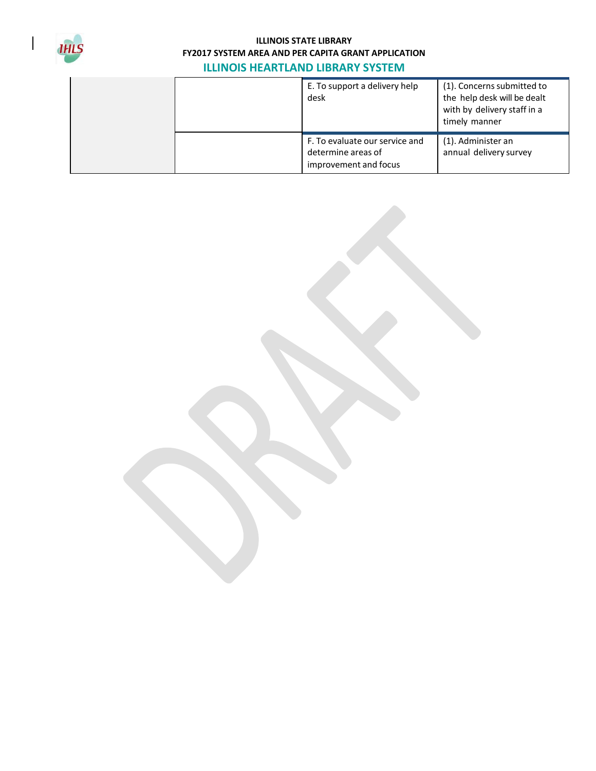| | | | |
|---|---|---|---|
| | | E. To support a delivery help desk | (1). Concerns submitted to the help desk will be dealt with by delivery staff in a timely manner |
| | | F. To evaluate our service and determine areas of improvement and focus | (1). Administer an annual delivery survey |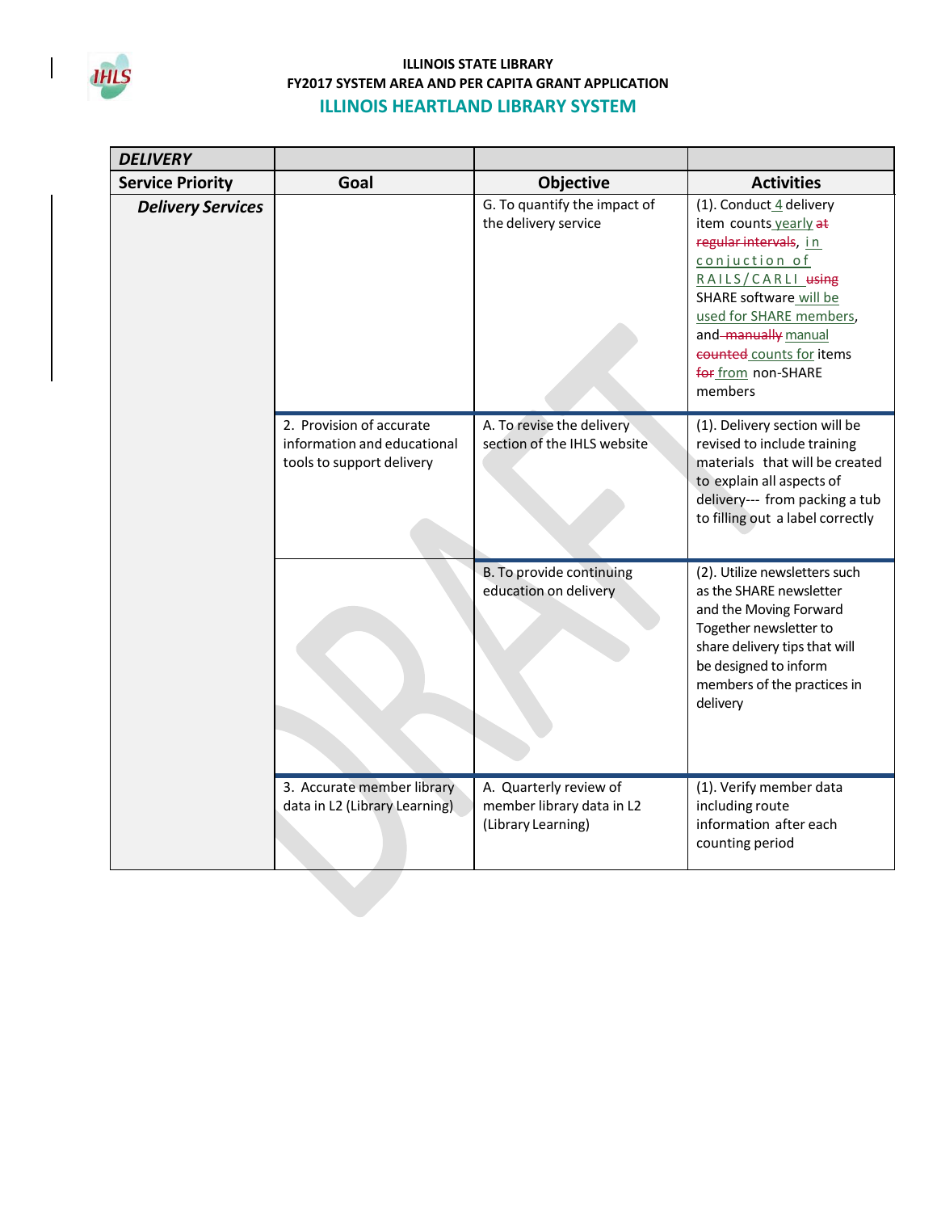**ILLINOIS STATE LIBRARY**
**FY2017 SYSTEM AREA AND PER CAPITA GRANT APPLICATION**

## ILLINOIS HEARTLAND LIBRARY SYSTEM

| ***DELIVERY*** | | | |
|---|---|---|---|
| **Service Priority** | **Goal** | **Objective** | **Activities** |
| ***Delivery Services*** | | G. To quantify the impact of the delivery service | (1). Conduct 4 delivery item counts yearly ~~at regular intervals~~, in conjuction of RAILS/CARLI ~~using~~ SHARE software will be used for SHARE members, and ~~manually~~ manual ~~counted~~ counts for items ~~for~~ from non-SHARE members |
| | 2. Provision of accurate information and educational tools to support delivery | A. To revise the delivery section of the IHLS website | (1). Delivery section will be revised to include training materials that will be created to explain all aspects of delivery--- from packing a tub to filling out a label correctly |
| | | B. To provide continuing education on delivery | (2). Utilize newsletters such as the SHARE newsletter and the Moving Forward Together newsletter to share delivery tips that will be designed to inform members of the practices in delivery |
| | 3. Accurate member library data in L2 (Library Learning) | A. Quarterly review of member library data in L2 (Library Learning) | (1). Verify member data including route information after each counting period |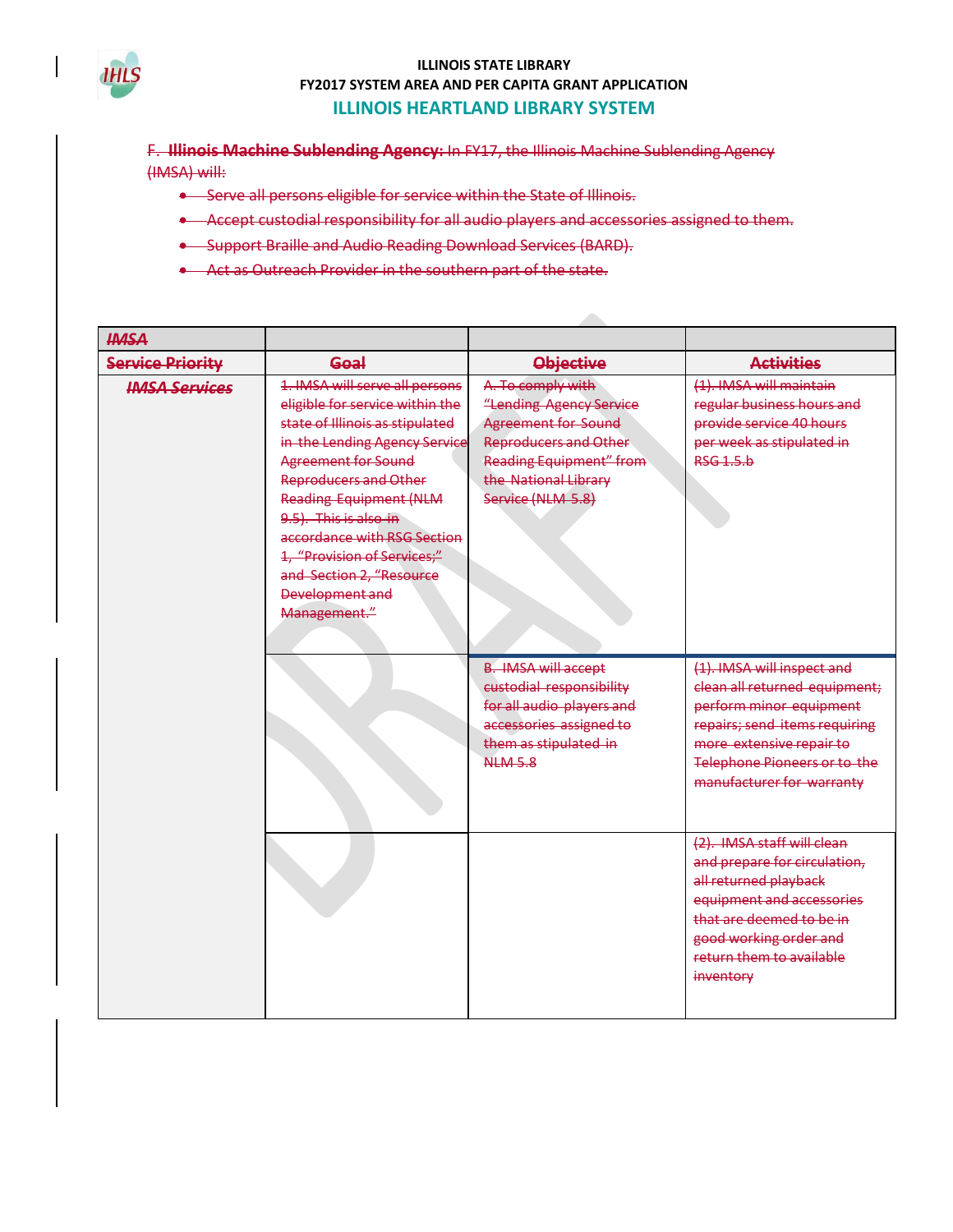F. **Illinois Machine Sublending Agency:** In FY17, the Illinois Machine Sublending Agency (IMSA) will:

- Serve all persons eligible for service within the State of Illinois.
- Accept custodial responsibility for all audio players and accessories assigned to them.
- Support Braille and Audio Reading Download Services (BARD).
- Act as Outreach Provider in the southern part of the state.

| *IMSA* | | | |
|---|---|---|---|
| **Service Priority** | **Goal** | **Objective** | **Activities** |
| ***IMSA Services*** | 1. IMSA will serve all persons eligible for service within the state of Illinois as stipulated in the Lending Agency Service Agreement for Sound Reproducers and Other Reading Equipment (NLM 9.5). This is also in accordance with RSG Section 1, "Provision of Services;" and Section 2, "Resource Development and Management." | A. To comply with "Lending Agency Service Agreement for Sound Reproducers and Other Reading Equipment" from the National Library Service (NLM 5.8) | (1). IMSA will maintain regular business hours and provide service 40 hours per week as stipulated in RSG 1.5.b |
| | | B. IMSA will accept custodial responsibility for all audio players and accessories assigned to them as stipulated in NLM 5.8 | (1). IMSA will inspect and clean all returned equipment; perform minor equipment repairs; send items requiring more extensive repair to Telephone Pioneers or to the manufacturer for warranty |
| | | | (2). IMSA staff will clean and prepare for circulation, all returned playback equipment and accessories that are deemed to be in good working order and return them to available inventory |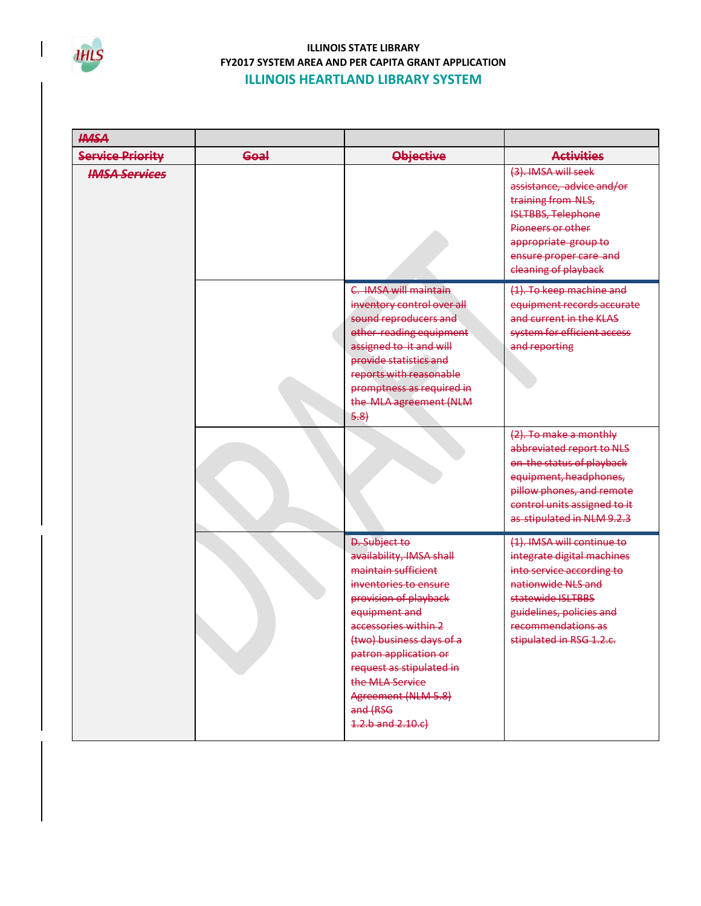**ILLINOIS STATE LIBRARY**
**FY2017 SYSTEM AREA AND PER CAPITA GRANT APPLICATION**
## ILLINOIS HEARTLAND LIBRARY SYSTEM

| ~~***IMSA***~~ | | | |
|---|---|---|---|
| ~~**Service Priority**~~ | ~~**Goal**~~ | ~~**Objective**~~ | ~~**Activities**~~ |
| ~~***IMSA Services***~~ | | | ~~(3). IMSA will seek assistance, advice and/or training from NLS, ISLTBBS, Telephone Pioneers or other appropriate group to ensure proper care and cleaning of playback~~ |
| | | ~~C. IMSA will maintain inventory control over all sound reproducers and other reading equipment assigned to it and will provide statistics and reports with reasonable promptness as required in the MLA agreement (NLM 5.8)~~ | ~~(1). To keep machine and equipment records accurate and current in the KLAS system for efficient access and reporting~~ |
| | | | ~~(2). To make a monthly abbreviated report to NLS on the status of playback equipment, headphones, pillow phones, and remote control units assigned to it as stipulated in NLM 9.2.3~~ |
| | | ~~D. Subject to availability, IMSA shall maintain sufficient inventories to ensure provision of playback equipment and accessories within 2 (two) business days of a patron application or request as stipulated in the MLA Service Agreement (NLM 5.8) and (RSG 1.2.b and 2.10.c)~~ | ~~(1). IMSA will continue to integrate digital machines into service according to nationwide NLS and statewide ISLTBBS guidelines, policies and recommendations as stipulated in RSG 1.2.c.~~ |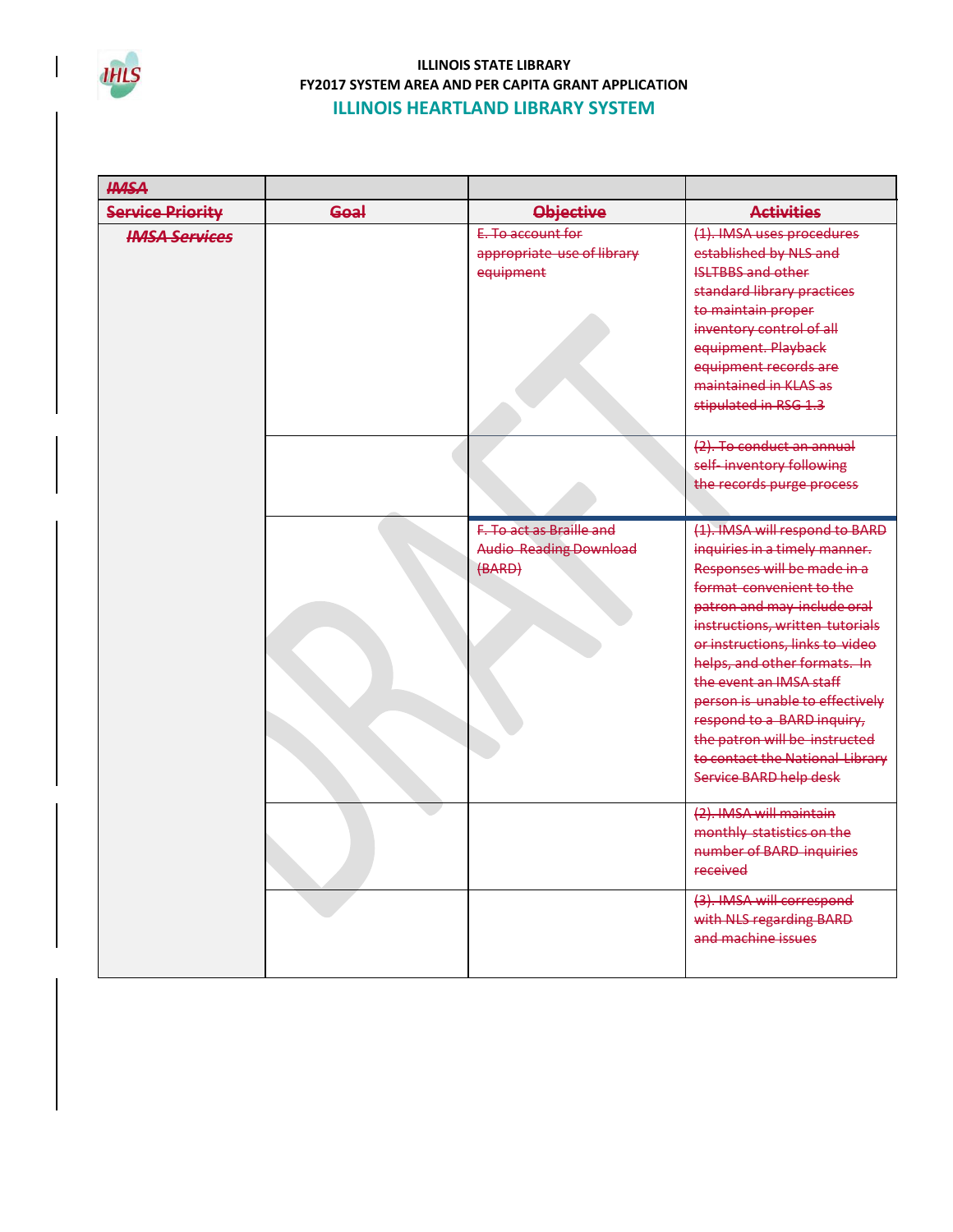**ILLINOIS STATE LIBRARY**
**FY2017 SYSTEM AREA AND PER CAPITA GRANT APPLICATION**

## ILLINOIS HEARTLAND LIBRARY SYSTEM

| ~~IMSA~~ | | | |
|---|---|---|---|
| ~~**Service Priority**~~ | ~~**Goal**~~ | ~~**Objective**~~ | ~~**Activities**~~ |
| ~~***IMSA Services***~~ | | ~~E. To account for appropriate use of library equipment~~ | ~~(1). IMSA uses procedures established by NLS and ISLTBBS and other standard library practices to maintain proper inventory control of all equipment. Playback equipment records are maintained in KLAS as stipulated in RSG 1.3~~ |
| | | | ~~(2). To conduct an annual self- inventory following the records purge process~~ |
| | | ~~F. To act as Braille and Audio Reading Download (BARD)~~ | ~~(1). IMSA will respond to BARD inquiries in a timely manner. Responses will be made in a format convenient to the patron and may include oral instructions, written tutorials or instructions, links to video helps, and other formats. In the event an IMSA staff person is unable to effectively respond to a BARD inquiry, the patron will be instructed to contact the National Library Service BARD help desk~~ |
| | | | ~~(2). IMSA will maintain monthly statistics on the number of BARD inquiries received~~ |
| | | | ~~(3). IMSA will correspond with NLS regarding BARD and machine issues~~ |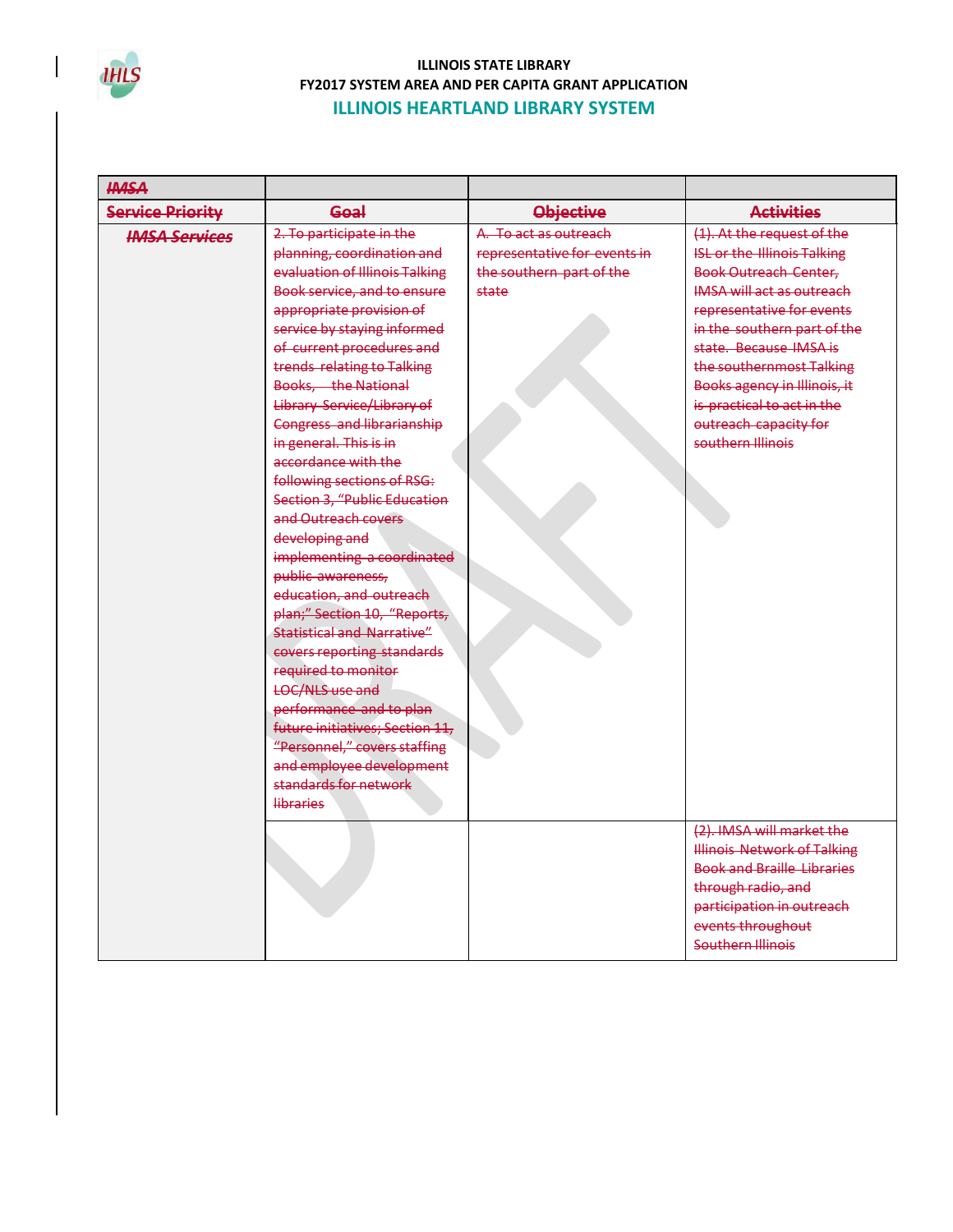ILLINOIS STATE LIBRARY
FY2017 SYSTEM AREA AND PER CAPITA GRANT APPLICATION
## ILLINOIS HEARTLAND LIBRARY SYSTEM

| ~~IMSA~~ | | | |
|---|---|---|---|
| ~~Service Priority~~ | ~~Goal~~ | ~~Objective~~ | ~~Activities~~ |
| ~~*IMSA Services*~~ | ~~2. To participate in the planning, coordination and evaluation of Illinois Talking Book service, and to ensure appropriate provision of service by staying informed of current procedures and trends relating to Talking Books, the National Library Service/Library of Congress and librarianship in general. This is in accordance with the following sections of RSG: Section 3, "Public Education and Outreach covers developing and implementing a coordinated public awareness, education, and outreach plan;" Section 10, "Reports, Statistical and Narrative" covers reporting standards required to monitor LOC/NLS use and performance and to plan future initiatives; Section 11, "Personnel," covers staffing and employee development standards for network libraries~~ | ~~A. To act as outreach representative for events in the southern part of the state~~ | ~~(1). At the request of the ISL or the Illinois Talking Book Outreach Center, IMSA will act as outreach representative for events in the southern part of the state. Because IMSA is the southernmost Talking Books agency in Illinois, it is practical to act in the outreach capacity for southern Illinois~~ |
| | | | ~~(2). IMSA will market the Illinois Network of Talking Book and Braille Libraries through radio, and participation in outreach events throughout Southern Illinois~~ |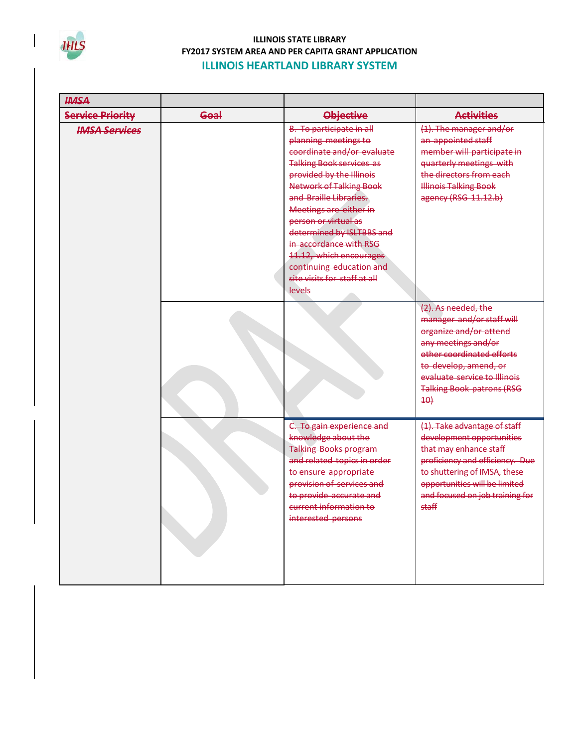ILLINOIS STATE LIBRARY
FY2017 SYSTEM AREA AND PER CAPITA GRANT APPLICATION

## ILLINOIS HEARTLAND LIBRARY SYSTEM

| ~~IMSA~~ | | | |
|---|---|---|---|
| ~~Service Priority~~ | ~~Goal~~ | ~~Objective~~ | ~~Activities~~ |
| ~~IMSA Services~~ | | ~~B. To participate in all planning meetings to coordinate and/or evaluate Talking Book services as provided by the Illinois Network of Talking Book and Braille Libraries. Meetings are either in person or virtual as determined by ISLTBBS and in accordance with RSG 11.12, which encourages continuing education and site visits for staff at all levels~~ | ~~(1). The manager and/or an appointed staff member will participate in quarterly meetings with the directors from each Illinois Talking Book agency (RSG 11.12.b)~~ |
| | | | ~~(2). As needed, the manager and/or staff will organize and/or attend any meetings and/or other coordinated efforts to develop, amend, or evaluate service to Illinois Talking Book patrons (RSG 10)~~ |
| | | ~~C. To gain experience and knowledge about the Talking Books program and related topics in order to ensure appropriate provision of services and to provide accurate and current information to interested persons~~ | ~~(1). Take advantage of staff development opportunities that may enhance staff proficiency and efficiency. Due to shuttering of IMSA, these opportunities will be limited and focused on job training for staff~~ |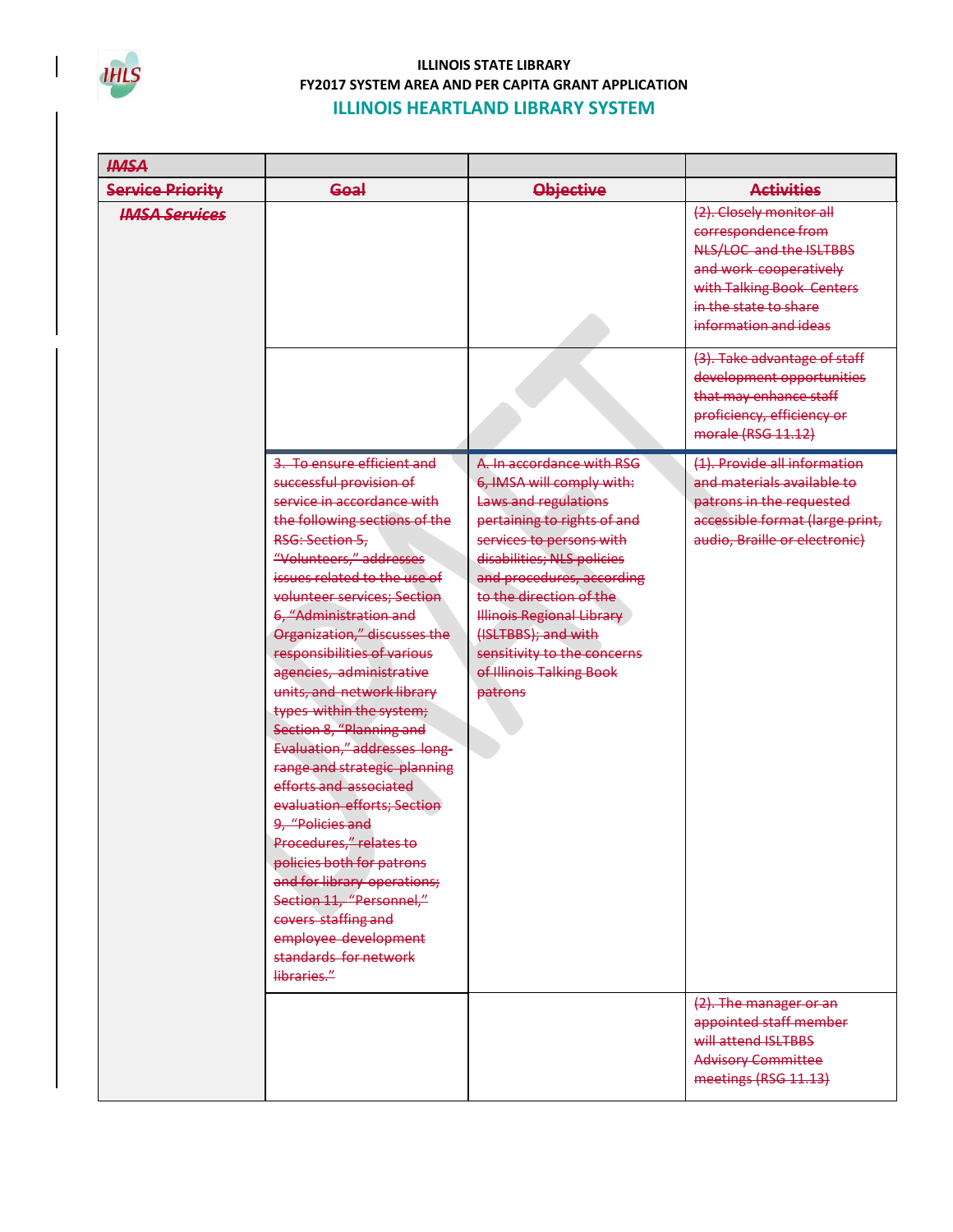ILLINOIS STATE LIBRARY
FY2017 SYSTEM AREA AND PER CAPITA GRANT APPLICATION
## ILLINOIS HEARTLAND LIBRARY SYSTEM

| IMSA | | | |
|---|---|---|---|
| Service Priority | Goal | Objective | Activities |
| IMSA Services | | | (2). Closely monitor all correspondence from NLS/LOC and the ISLTBBS and work cooperatively with Talking Book Centers in the state to share information and ideas |
| | | | (3). Take advantage of staff development opportunities that may enhance staff proficiency, efficiency or morale (RSG 11.12) |
| | 3. To ensure efficient and successful provision of service in accordance with the following sections of the RSG: Section 5, "Volunteers," addresses issues related to the use of volunteer services; Section 6, "Administration and Organization," discusses the responsibilities of various agencies, administrative units, and network library types within the system; Section 8, "Planning and Evaluation," addresses long-range and strategic planning efforts and associated evaluation efforts; Section 9, "Policies and Procedures," relates to policies both for patrons and for library operations; Section 11, "Personnel," covers staffing and employee development standards for network libraries." | A. In accordance with RSG 6, IMSA will comply with: Laws and regulations pertaining to rights of and services to persons with disabilities; NLS policies and procedures, according to the direction of the Illinois Regional Library (ISLTBBS); and with sensitivity to the concerns of Illinois Talking Book patrons | (1). Provide all information and materials available to patrons in the requested accessible format (large print, audio, Braille or electronic) |
| | | | (2). The manager or an appointed staff member will attend ISLTBBS Advisory Committee meetings (RSG 11.13) |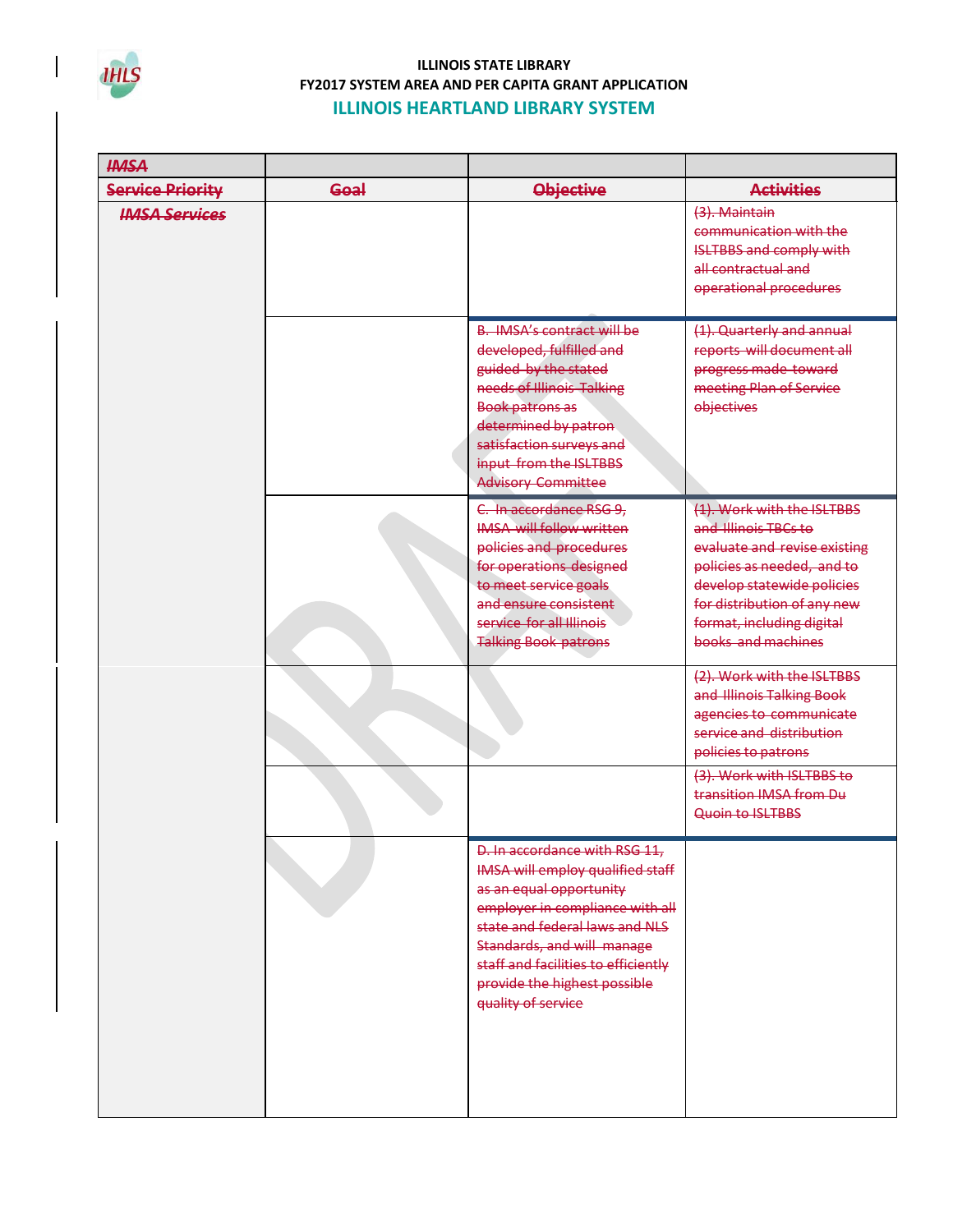**ILLINOIS STATE LIBRARY**
**FY2017 SYSTEM AREA AND PER CAPITA GRANT APPLICATION**

## ILLINOIS HEARTLAND LIBRARY SYSTEM

| ~~IMSA~~ | | | |
|---|---|---|---|
| ~~Service Priority~~ | ~~Goal~~ | ~~Objective~~ | ~~Activities~~ |
| ~~*IMSA Services*~~ | | | ~~(3). Maintain communication with the ISLTBBS and comply with all contractual and operational procedures~~ |
| | | ~~B. IMSA's contract will be developed, fulfilled and guided by the stated needs of Illinois Talking Book patrons as determined by patron satisfaction surveys and input from the ISLTBBS Advisory Committee~~ | ~~(1). Quarterly and annual reports will document all progress made toward meeting Plan of Service objectives~~ |
| | | ~~C. In accordance RSG 9, IMSA will follow written policies and procedures for operations designed to meet service goals and ensure consistent service for all Illinois Talking Book patrons~~ | ~~(1). Work with the ISLTBBS and Illinois TBCs to evaluate and revise existing policies as needed, and to develop statewide policies for distribution of any new format, including digital books and machines~~ |
| | | | ~~(2). Work with the ISLTBBS and Illinois Talking Book agencies to communicate service and distribution policies to patrons~~ |
| | | | ~~(3). Work with ISLTBBS to transition IMSA from Du Quoin to ISLTBBS~~ |
| | | ~~D. In accordance with RSG 11, IMSA will employ qualified staff as an equal opportunity employer in compliance with all state and federal laws and NLS Standards, and will manage staff and facilities to efficiently provide the highest possible quality of service~~ | |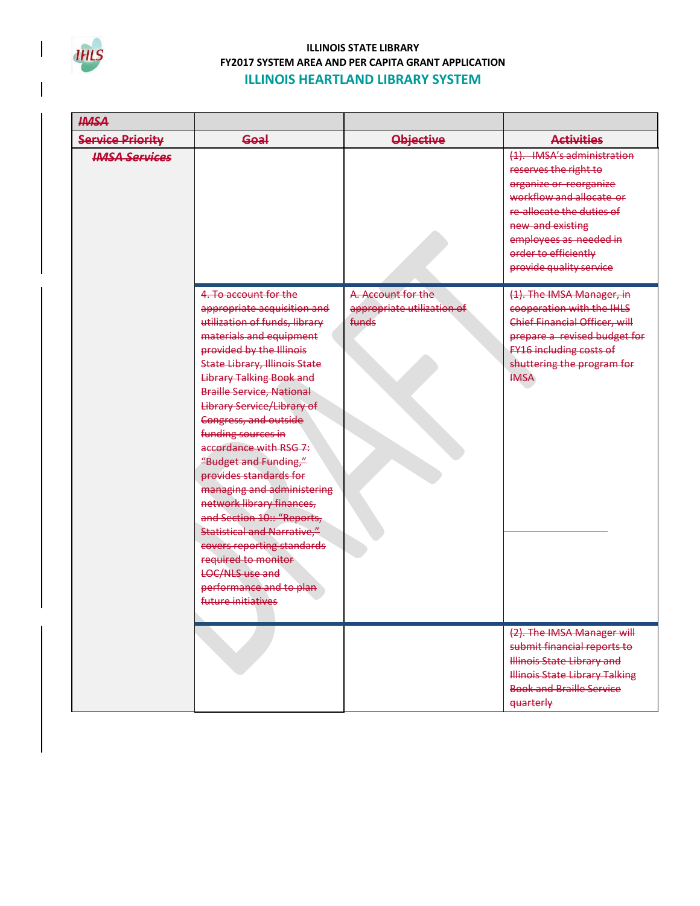ILLINOIS STATE LIBRARY
FY2017 SYSTEM AREA AND PER CAPITA GRANT APPLICATION

## ILLINOIS HEARTLAND LIBRARY SYSTEM

| ~~IMSA~~ | | | |
|---|---|---|---|
| ~~**Service Priority**~~ | ~~**Goal**~~ | ~~**Objective**~~ | ~~**Activities**~~ |
| ~~***IMSA Services***~~ | | | ~~(1). IMSA's administration reserves the right to organize or reorganize workflow and allocate or re-allocate the duties of new and existing employees as needed in order to efficiently provide quality service~~ |
| | ~~4. To account for the appropriate acquisition and utilization of funds, library materials and equipment provided by the Illinois State Library, Illinois State Library Talking Book and Braille Service, National Library Service/Library of Congress, and outside funding sources in accordance with RSG 7: "Budget and Funding," provides standards for managing and administering network library finances, and Section 10:: "Reports, Statistical and Narrative," covers reporting standards required to monitor LOC/NLS use and performance and to plan future initiatives~~ | ~~A. Account for the appropriate utilization of funds~~ | ~~(1). The IMSA Manager, in cooperation with the IHLS Chief Financial Officer, will prepare a revised budget for FY16 including costs of shuttering the program for IMSA~~ |
| | | | ~~(2). The IMSA Manager will submit financial reports to Illinois State Library and Illinois State Library Talking Book and Braille Service quarterly~~ |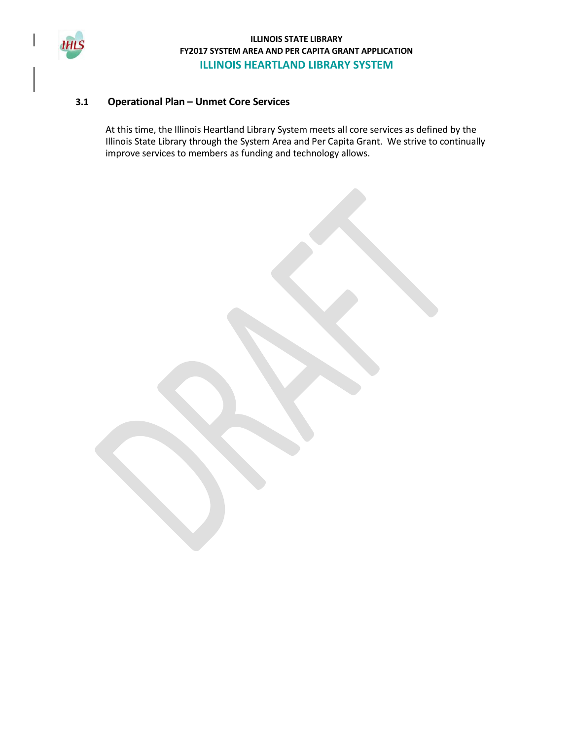## 3.1 Operational Plan – Unmet Core Services

At this time, the Illinois Heartland Library System meets all core services as defined by the Illinois State Library through the System Area and Per Capita Grant. We strive to continually improve services to members as funding and technology allows.